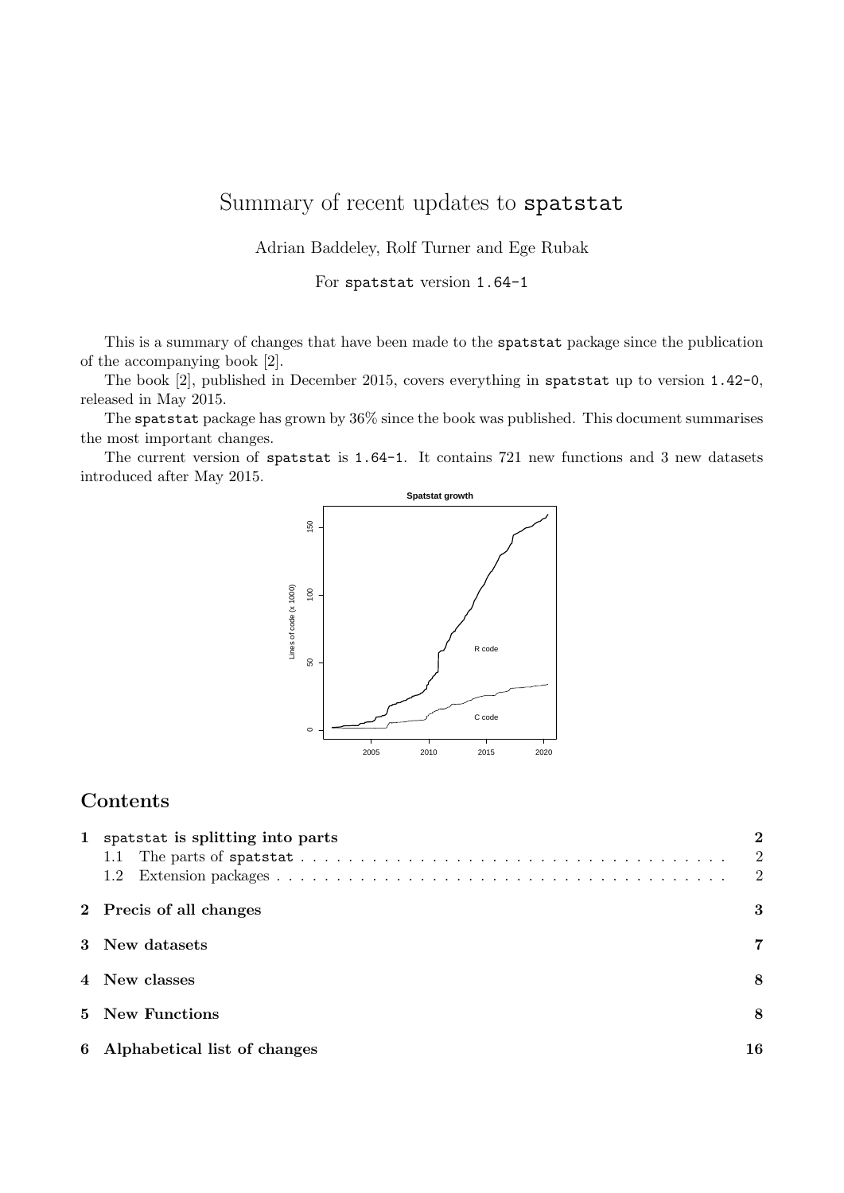# Summary of recent updates to spatstat

Adrian Baddeley, Rolf Turner and Ege Rubak

For spatstat version 1.64-1

This is a summary of changes that have been made to the spatstat package since the publication of the accompanying book [2].

The book [2], published in December 2015, covers everything in spatstat up to version 1.42-0, released in May 2015.

The spatstat package has grown by 36% since the book was published. This document summarises the most important changes.

The current version of spatstat is 1.64-1. It contains 721 new functions and 3 new datasets introduced after May 2015.

## Contents

| | | |
|---|---|---|
| **1** | **spatstat is splitting into parts** | **2** |
| | 1.1 The parts of spatstat | 2 |
| | 1.2 Extension packages | 2 |
| **2** | **Precis of all changes** | **3** |
| **3** | **New datasets** | **7** |
| **4** | **New classes** | **8** |
| **5** | **New Functions** | **8** |
| **6** | **Alphabetical list of changes** | **16** |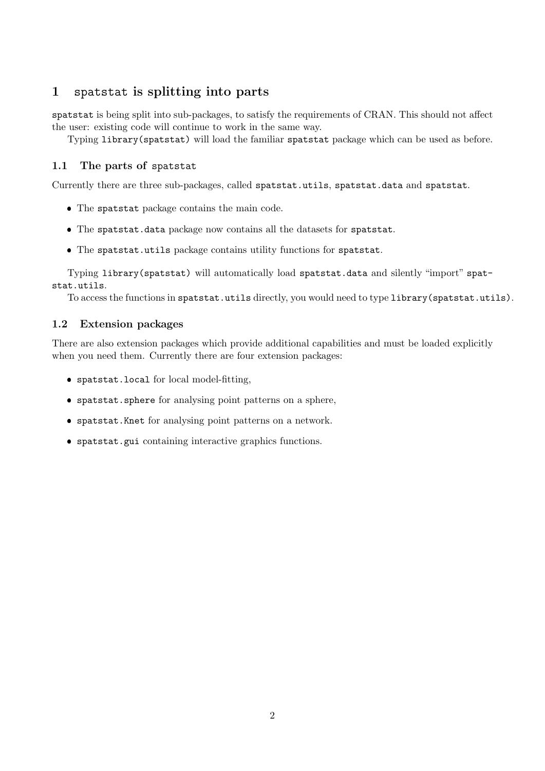# 1 spatstat is splitting into parts

spatstat is being split into sub-packages, to satisfy the requirements of CRAN. This should not affect the user: existing code will continue to work in the same way.

Typing library(spatstat) will load the familiar spatstat package which can be used as before.

## 1.1 The parts of spatstat

Currently there are three sub-packages, called spatstat.utils, spatstat.data and spatstat.

- The spatstat package contains the main code.
- The spatstat.data package now contains all the datasets for spatstat.
- The spatstat.utils package contains utility functions for spatstat.

Typing library(spatstat) will automatically load spatstat.data and silently "import" spatstat.utils.

To access the functions in spatstat.utils directly, you would need to type library(spatstat.utils).

## 1.2 Extension packages

There are also extension packages which provide additional capabilities and must be loaded explicitly when you need them. Currently there are four extension packages:

- spatstat.local for local model-fitting,
- spatstat.sphere for analysing point patterns on a sphere,
- spatstat.Knet for analysing point patterns on a network.
- spatstat.gui containing interactive graphics functions.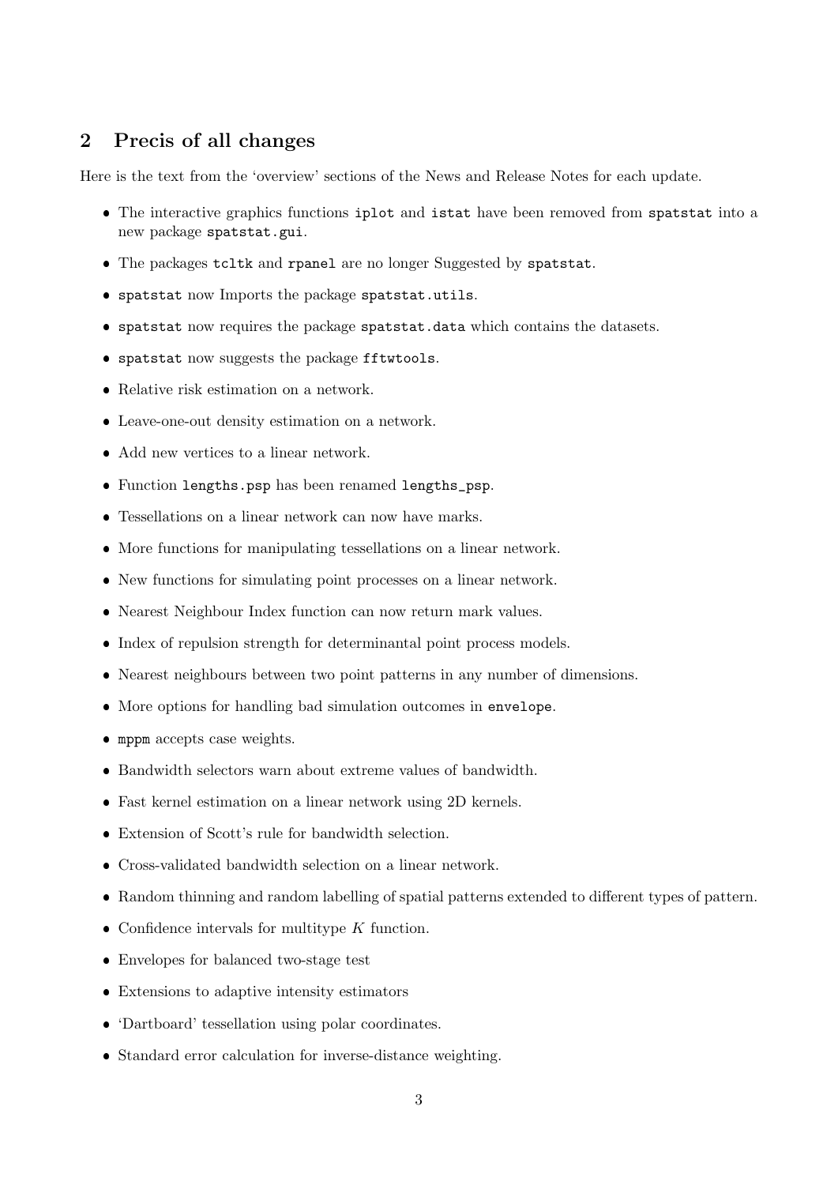## 2 Precis of all changes

Here is the text from the 'overview' sections of the News and Release Notes for each update.

- The interactive graphics functions `iplot` and `istat` have been removed from `spatstat` into a new package `spatstat.gui`.
- The packages `tcltk` and `rpanel` are no longer Suggested by `spatstat`.
- `spatstat` now Imports the package `spatstat.utils`.
- `spatstat` now requires the package `spatstat.data` which contains the datasets.
- `spatstat` now suggests the package `fftwtools`.
- Relative risk estimation on a network.
- Leave-one-out density estimation on a network.
- Add new vertices to a linear network.
- Function `lengths.psp` has been renamed `lengths_psp`.
- Tessellations on a linear network can now have marks.
- More functions for manipulating tessellations on a linear network.
- New functions for simulating point processes on a linear network.
- Nearest Neighbour Index function can now return mark values.
- Index of repulsion strength for determinantal point process models.
- Nearest neighbours between two point patterns in any number of dimensions.
- More options for handling bad simulation outcomes in `envelope`.
- `mppm` accepts case weights.
- Bandwidth selectors warn about extreme values of bandwidth.
- Fast kernel estimation on a linear network using 2D kernels.
- Extension of Scott's rule for bandwidth selection.
- Cross-validated bandwidth selection on a linear network.
- Random thinning and random labelling of spatial patterns extended to different types of pattern.
- Confidence intervals for multitype $K$ function.
- Envelopes for balanced two-stage test
- Extensions to adaptive intensity estimators
- 'Dartboard' tessellation using polar coordinates.
- Standard error calculation for inverse-distance weighting.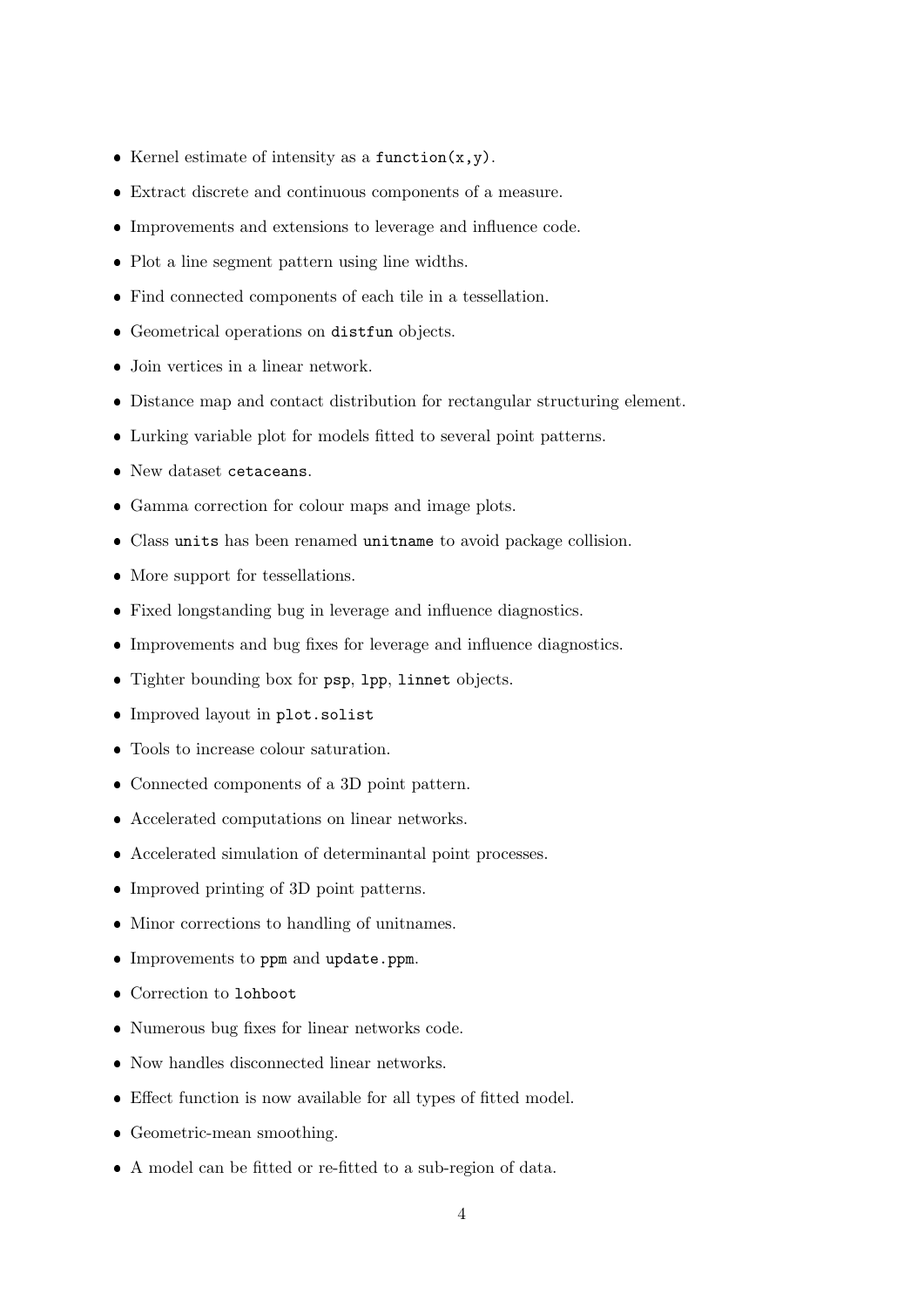- Kernel estimate of intensity as a `function(x,y)`.
- Extract discrete and continuous components of a measure.
- Improvements and extensions to leverage and influence code.
- Plot a line segment pattern using line widths.
- Find connected components of each tile in a tessellation.
- Geometrical operations on `distfun` objects.
- Join vertices in a linear network.
- Distance map and contact distribution for rectangular structuring element.
- Lurking variable plot for models fitted to several point patterns.
- New dataset `cetaceans`.
- Gamma correction for colour maps and image plots.
- Class `units` has been renamed `unitname` to avoid package collision.
- More support for tessellations.
- Fixed longstanding bug in leverage and influence diagnostics.
- Improvements and bug fixes for leverage and influence diagnostics.
- Tighter bounding box for `psp`, `lpp`, `linnet` objects.
- Improved layout in `plot.solist`
- Tools to increase colour saturation.
- Connected components of a 3D point pattern.
- Accelerated computations on linear networks.
- Accelerated simulation of determinantal point processes.
- Improved printing of 3D point patterns.
- Minor corrections to handling of unitnames.
- Improvements to `ppm` and `update.ppm`.
- Correction to `lohboot`
- Numerous bug fixes for linear networks code.
- Now handles disconnected linear networks.
- Effect function is now available for all types of fitted model.
- Geometric-mean smoothing.
- A model can be fitted or re-fitted to a sub-region of data.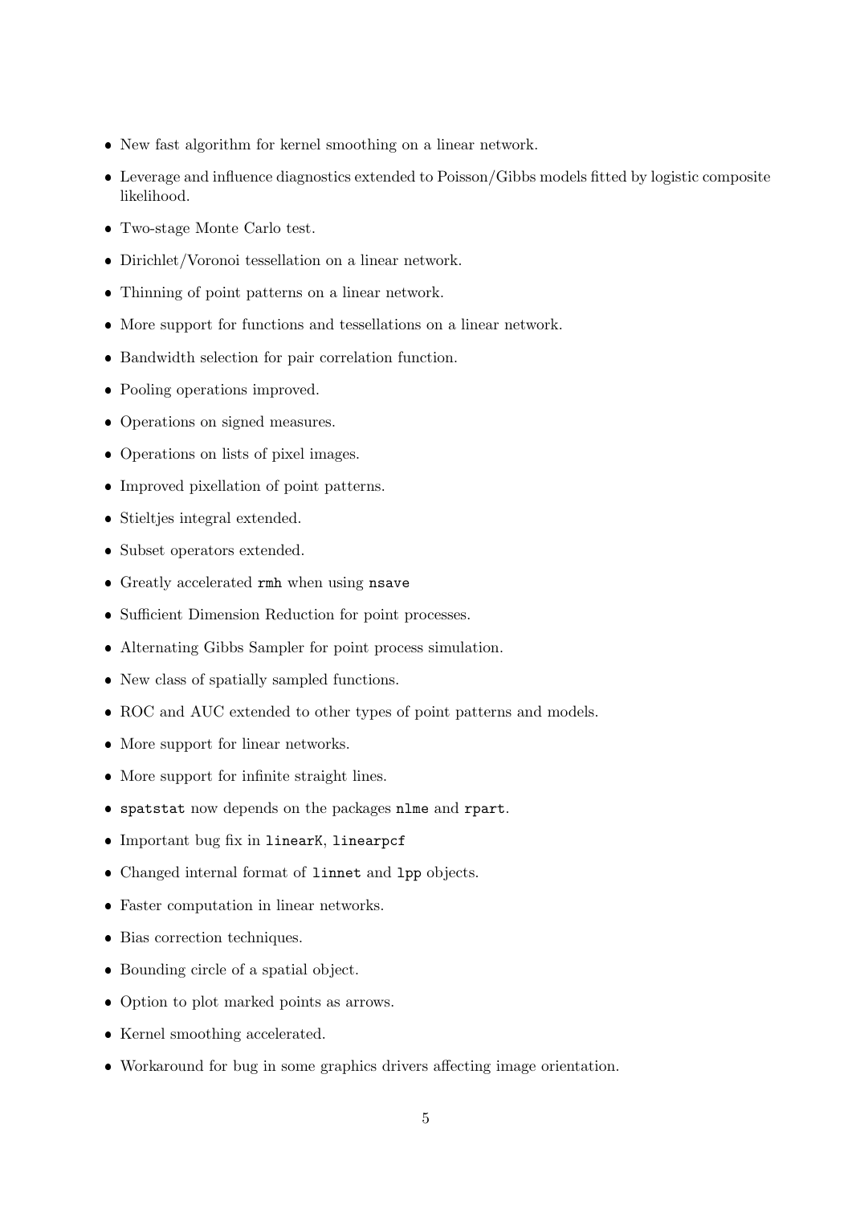- New fast algorithm for kernel smoothing on a linear network.
- Leverage and influence diagnostics extended to Poisson/Gibbs models fitted by logistic composite likelihood.
- Two-stage Monte Carlo test.
- Dirichlet/Voronoi tessellation on a linear network.
- Thinning of point patterns on a linear network.
- More support for functions and tessellations on a linear network.
- Bandwidth selection for pair correlation function.
- Pooling operations improved.
- Operations on signed measures.
- Operations on lists of pixel images.
- Improved pixellation of point patterns.
- Stieltjes integral extended.
- Subset operators extended.
- Greatly accelerated `rmh` when using `nsave`
- Sufficient Dimension Reduction for point processes.
- Alternating Gibbs Sampler for point process simulation.
- New class of spatially sampled functions.
- ROC and AUC extended to other types of point patterns and models.
- More support for linear networks.
- More support for infinite straight lines.
- `spatstat` now depends on the packages `nlme` and `rpart`.
- Important bug fix in `linearK`, `linearpcf`
- Changed internal format of `linnet` and `lpp` objects.
- Faster computation in linear networks.
- Bias correction techniques.
- Bounding circle of a spatial object.
- Option to plot marked points as arrows.
- Kernel smoothing accelerated.
- Workaround for bug in some graphics drivers affecting image orientation.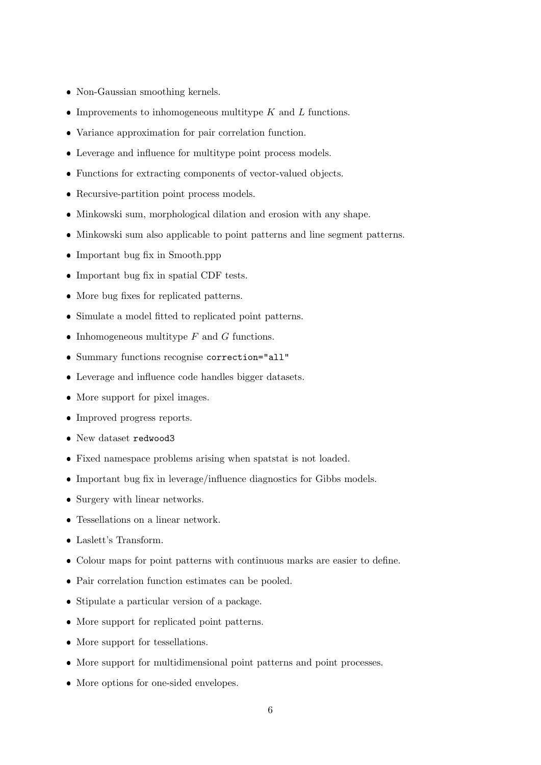- Non-Gaussian smoothing kernels.
- Improvements to inhomogeneous multitype $K$ and $L$ functions.
- Variance approximation for pair correlation function.
- Leverage and influence for multitype point process models.
- Functions for extracting components of vector-valued objects.
- Recursive-partition point process models.
- Minkowski sum, morphological dilation and erosion with any shape.
- Minkowski sum also applicable to point patterns and line segment patterns.
- Important bug fix in Smooth.ppp
- Important bug fix in spatial CDF tests.
- More bug fixes for replicated patterns.
- Simulate a model fitted to replicated point patterns.
- Inhomogeneous multitype $F$ and $G$ functions.
- Summary functions recognise `correction="all"`
- Leverage and influence code handles bigger datasets.
- More support for pixel images.
- Improved progress reports.
- New dataset `redwood3`
- Fixed namespace problems arising when spatstat is not loaded.
- Important bug fix in leverage/influence diagnostics for Gibbs models.
- Surgery with linear networks.
- Tessellations on a linear network.
- Laslett's Transform.
- Colour maps for point patterns with continuous marks are easier to define.
- Pair correlation function estimates can be pooled.
- Stipulate a particular version of a package.
- More support for replicated point patterns.
- More support for tessellations.
- More support for multidimensional point patterns and point processes.
- More options for one-sided envelopes.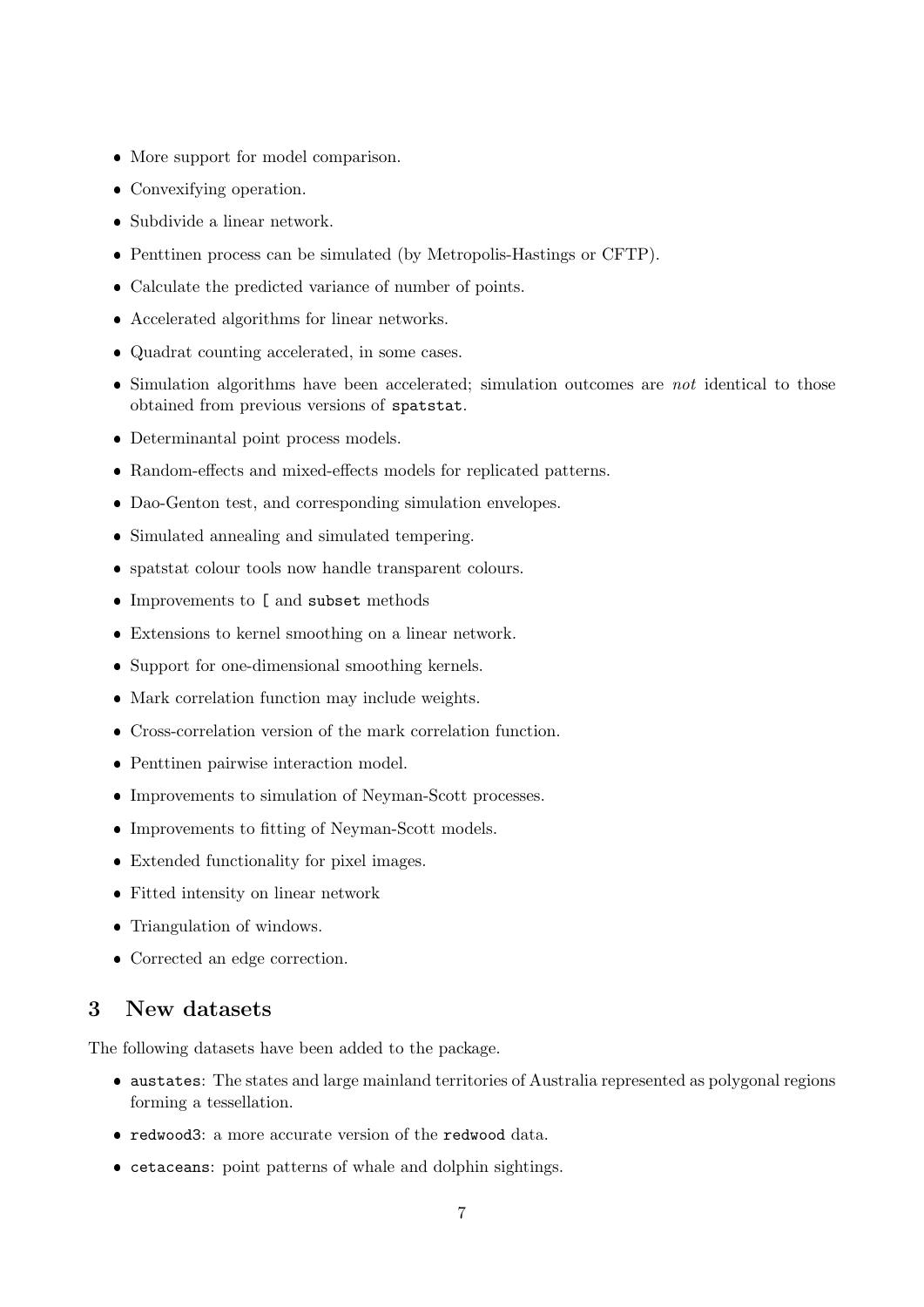- More support for model comparison.
- Convexifying operation.
- Subdivide a linear network.
- Penttinen process can be simulated (by Metropolis-Hastings or CFTP).
- Calculate the predicted variance of number of points.
- Accelerated algorithms for linear networks.
- Quadrat counting accelerated, in some cases.
- Simulation algorithms have been accelerated; simulation outcomes are *not* identical to those obtained from previous versions of `spatstat`.
- Determinantal point process models.
- Random-effects and mixed-effects models for replicated patterns.
- Dao-Genton test, and corresponding simulation envelopes.
- Simulated annealing and simulated tempering.
- spatstat colour tools now handle transparent colours.
- Improvements to `[` and `subset` methods
- Extensions to kernel smoothing on a linear network.
- Support for one-dimensional smoothing kernels.
- Mark correlation function may include weights.
- Cross-correlation version of the mark correlation function.
- Penttinen pairwise interaction model.
- Improvements to simulation of Neyman-Scott processes.
- Improvements to fitting of Neyman-Scott models.
- Extended functionality for pixel images.
- Fitted intensity on linear network
- Triangulation of windows.
- Corrected an edge correction.

## 3 New datasets

The following datasets have been added to the package.

- `austates`: The states and large mainland territories of Australia represented as polygonal regions forming a tessellation.
- `redwood3`: a more accurate version of the `redwood` data.
- `cetaceans`: point patterns of whale and dolphin sightings.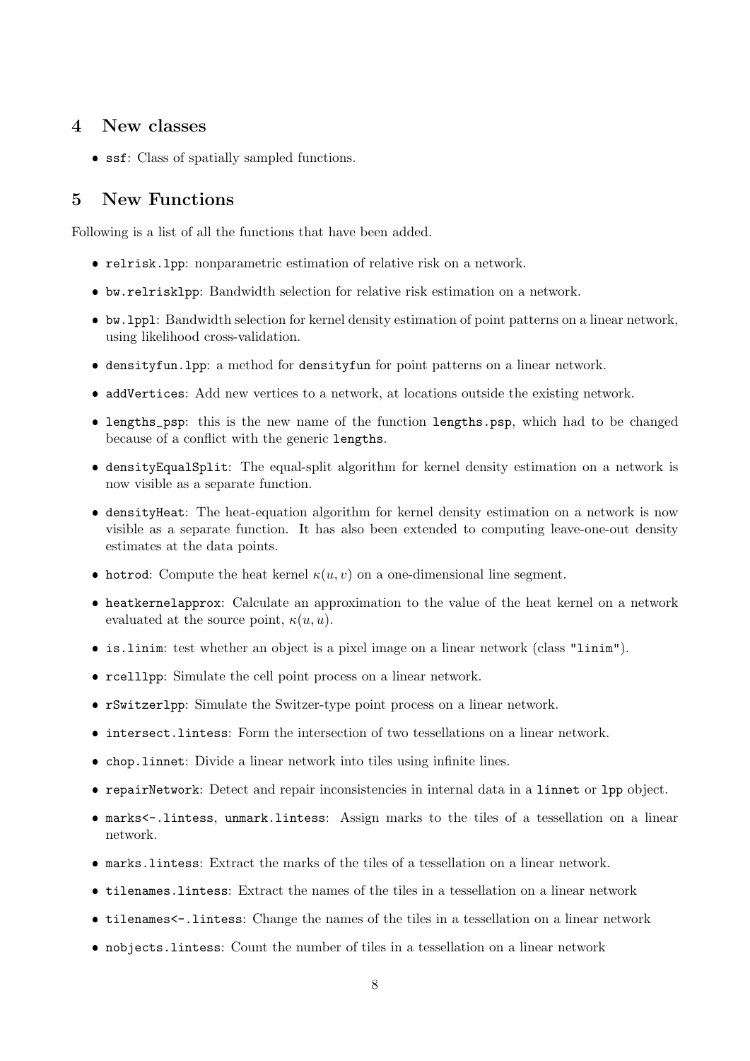## 4 New classes

- `ssf`: Class of spatially sampled functions.

## 5 New Functions

Following is a list of all the functions that have been added.

- `relrisk.lpp`: nonparametric estimation of relative risk on a network.
- `bw.relrisklpp`: Bandwidth selection for relative risk estimation on a network.
- `bw.lppl`: Bandwidth selection for kernel density estimation of point patterns on a linear network, using likelihood cross-validation.
- `densityfun.lpp`: a method for `densityfun` for point patterns on a linear network.
- `addVertices`: Add new vertices to a network, at locations outside the existing network.
- `lengths_psp`: this is the new name of the function `lengths.psp`, which had to be changed because of a conflict with the generic `lengths`.
- `densityEqualSplit`: The equal-split algorithm for kernel density estimation on a network is now visible as a separate function.
- `densityHeat`: The heat-equation algorithm for kernel density estimation on a network is now visible as a separate function. It has also been extended to computing leave-one-out density estimates at the data points.
- `hotrod`: Compute the heat kernel $\kappa(u, v)$ on a one-dimensional line segment.
- `heatkernelapprox`: Calculate an approximation to the value of the heat kernel on a network evaluated at the source point, $\kappa(u, u)$.
- `is.linim`: test whether an object is a pixel image on a linear network (class `"linim"`).
- `rcelllpp`: Simulate the cell point process on a linear network.
- `rSwitzerlpp`: Simulate the Switzer-type point process on a linear network.
- `intersect.lintess`: Form the intersection of two tessellations on a linear network.
- `chop.linnet`: Divide a linear network into tiles using infinite lines.
- `repairNetwork`: Detect and repair inconsistencies in internal data in a `linnet` or `lpp` object.
- `marks<-.lintess`, `unmark.lintess`: Assign marks to the tiles of a tessellation on a linear network.
- `marks.lintess`: Extract the marks of the tiles of a tessellation on a linear network.
- `tilenames.lintess`: Extract the names of the tiles in a tessellation on a linear network
- `tilenames<-.lintess`: Change the names of the tiles in a tessellation on a linear network
- `nobjects.lintess`: Count the number of tiles in a tessellation on a linear network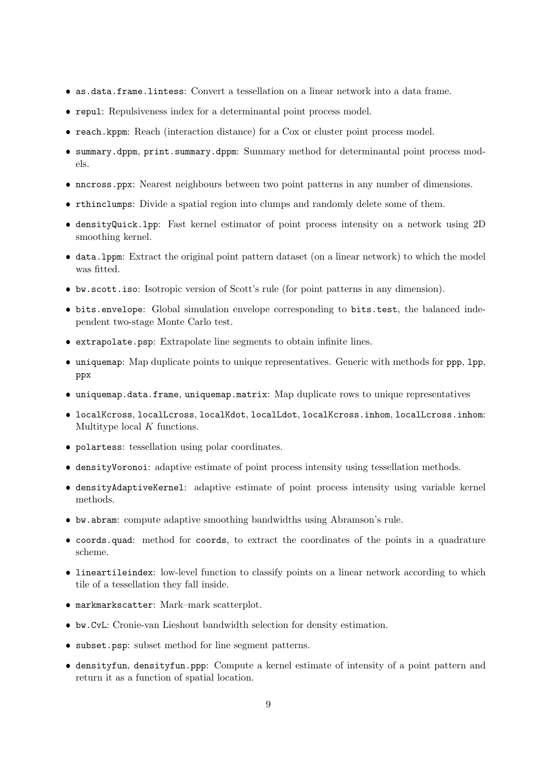- `as.data.frame.lintess`: Convert a tessellation on a linear network into a data frame.
- `repul`: Repulsiveness index for a determinantal point process model.
- `reach.kppm`: Reach (interaction distance) for a Cox or cluster point process model.
- `summary.dppm`, `print.summary.dppm`: Summary method for determinantal point process models.
- `nncross.ppx`: Nearest neighbours between two point patterns in any number of dimensions.
- `rthinclumps`: Divide a spatial region into clumps and randomly delete some of them.
- `densityQuick.lpp`: Fast kernel estimator of point process intensity on a network using 2D smoothing kernel.
- `data.lppm`: Extract the original point pattern dataset (on a linear network) to which the model was fitted.
- `bw.scott.iso`: Isotropic version of Scott's rule (for point patterns in any dimension).
- `bits.envelope`: Global simulation envelope corresponding to `bits.test`, the balanced independent two-stage Monte Carlo test.
- `extrapolate.psp`: Extrapolate line segments to obtain infinite lines.
- `uniquemap`: Map duplicate points to unique representatives. Generic with methods for `ppp`, `lpp`, `ppx`
- `uniquemap.data.frame`, `uniquemap.matrix`: Map duplicate rows to unique representatives
- `localKcross`, `localLcross`, `localKdot`, `localLdot`, `localKcross.inhom`, `localLcross.inhom`: Multitype local $K$ functions.
- `polartess`: tessellation using polar coordinates.
- `densityVoronoi`: adaptive estimate of point process intensity using tessellation methods.
- `densityAdaptiveKernel`: adaptive estimate of point process intensity using variable kernel methods.
- `bw.abram`: compute adaptive smoothing bandwidths using Abramson's rule.
- `coords.quad`: method for `coords`, to extract the coordinates of the points in a quadrature scheme.
- `lineartileindex`: low-level function to classify points on a linear network according to which tile of a tessellation they fall inside.
- `markmarkscatter`: Mark–mark scatterplot.
- `bw.CvL`: Cronie-van Lieshout bandwidth selection for density estimation.
- `subset.psp`: subset method for line segment patterns.
- `densityfun`, `densityfun.ppp`: Compute a kernel estimate of intensity of a point pattern and return it as a function of spatial location.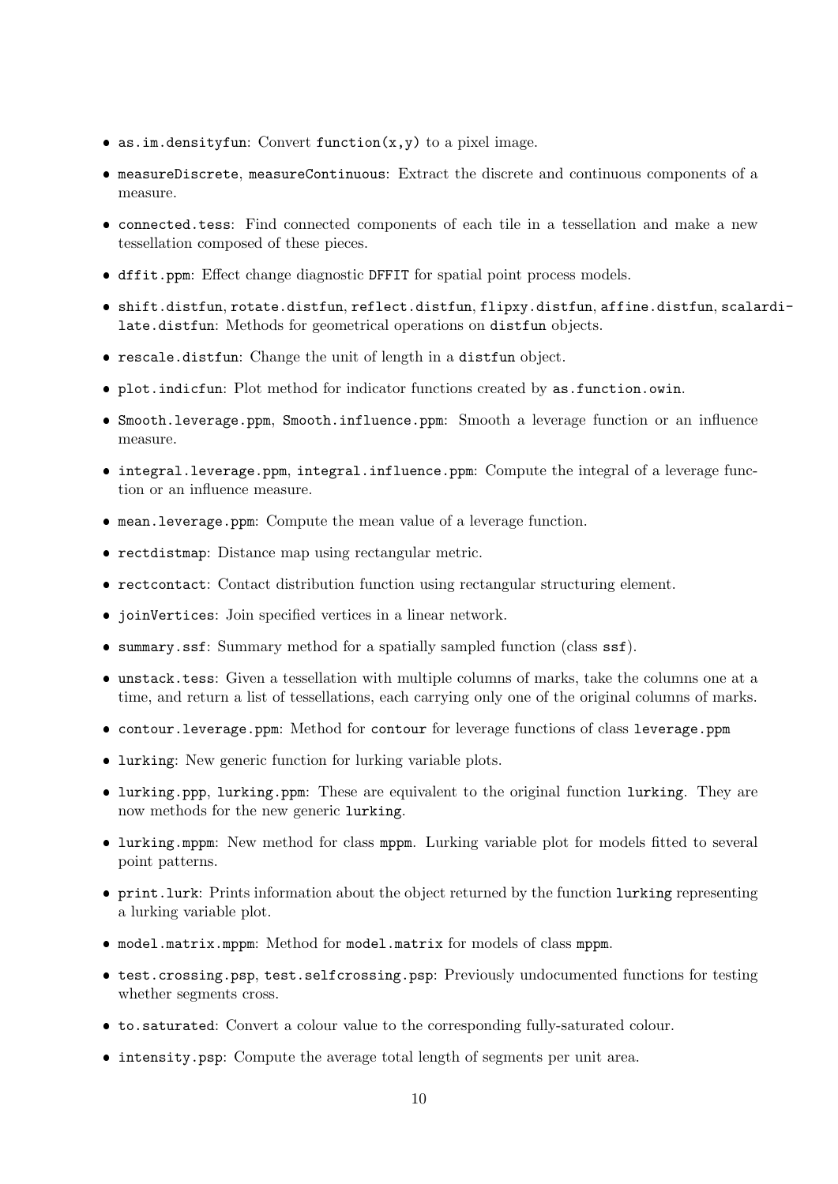- `as.im.densityfun`: Convert `function(x,y)` to a pixel image.
- `measureDiscrete`, `measureContinuous`: Extract the discrete and continuous components of a measure.
- `connected.tess`: Find connected components of each tile in a tessellation and make a new tessellation composed of these pieces.
- `dffit.ppm`: Effect change diagnostic `DFFIT` for spatial point process models.
- `shift.distfun`, `rotate.distfun`, `reflect.distfun`, `flipxy.distfun`, `affine.distfun`, `scalardilate.distfun`: Methods for geometrical operations on `distfun` objects.
- `rescale.distfun`: Change the unit of length in a `distfun` object.
- `plot.indicfun`: Plot method for indicator functions created by `as.function.owin`.
- `Smooth.leverage.ppm`, `Smooth.influence.ppm`: Smooth a leverage function or an influence measure.
- `integral.leverage.ppm`, `integral.influence.ppm`: Compute the integral of a leverage function or an influence measure.
- `mean.leverage.ppm`: Compute the mean value of a leverage function.
- `rectdistmap`: Distance map using rectangular metric.
- `rectcontact`: Contact distribution function using rectangular structuring element.
- `joinVertices`: Join specified vertices in a linear network.
- `summary.ssf`: Summary method for a spatially sampled function (class `ssf`).
- `unstack.tess`: Given a tessellation with multiple columns of marks, take the columns one at a time, and return a list of tessellations, each carrying only one of the original columns of marks.
- `contour.leverage.ppm`: Method for `contour` for leverage functions of class `leverage.ppm`
- `lurking`: New generic function for lurking variable plots.
- `lurking.ppp`, `lurking.ppm`: These are equivalent to the original function `lurking`. They are now methods for the new generic `lurking`.
- `lurking.mppm`: New method for class `mppm`. Lurking variable plot for models fitted to several point patterns.
- `print.lurk`: Prints information about the object returned by the function `lurking` representing a lurking variable plot.
- `model.matrix.mppm`: Method for `model.matrix` for models of class `mppm`.
- `test.crossing.psp`, `test.selfcrossing.psp`: Previously undocumented functions for testing whether segments cross.
- `to.saturated`: Convert a colour value to the corresponding fully-saturated colour.
- `intensity.psp`: Compute the average total length of segments per unit area.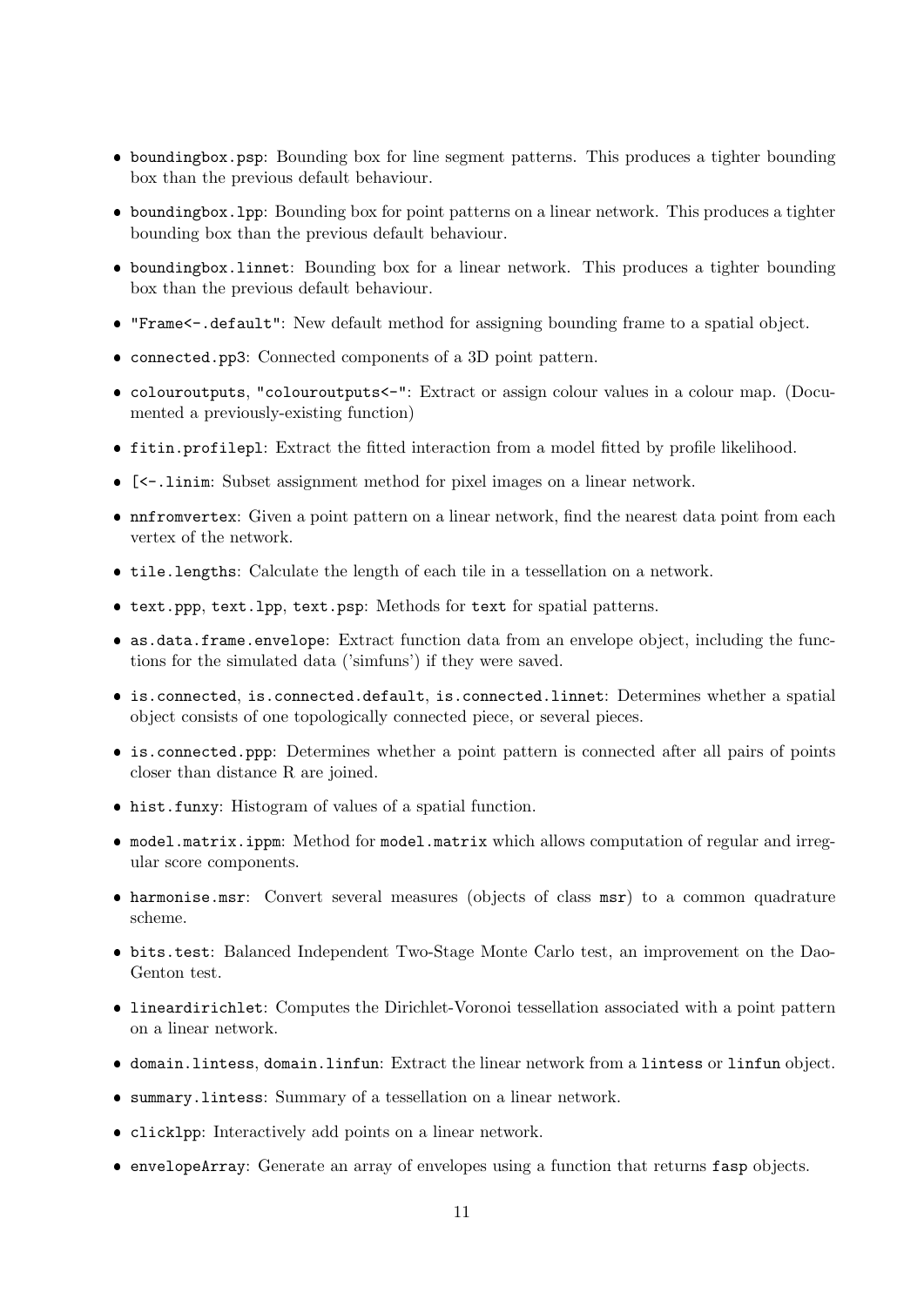- `boundingbox.psp`: Bounding box for line segment patterns. This produces a tighter bounding box than the previous default behaviour.
- `boundingbox.lpp`: Bounding box for point patterns on a linear network. This produces a tighter bounding box than the previous default behaviour.
- `boundingbox.linnet`: Bounding box for a linear network. This produces a tighter bounding box than the previous default behaviour.
- `"Frame<-.default"`: New default method for assigning bounding frame to a spatial object.
- `connected.pp3`: Connected components of a 3D point pattern.
- `colouroutputs`, `"colouroutputs<-"`: Extract or assign colour values in a colour map. (Documented a previously-existing function)
- `fitin.profilepl`: Extract the fitted interaction from a model fitted by profile likelihood.
- `[<-.linim`: Subset assignment method for pixel images on a linear network.
- `nnfromvertex`: Given a point pattern on a linear network, find the nearest data point from each vertex of the network.
- `tile.lengths`: Calculate the length of each tile in a tessellation on a network.
- `text.ppp`, `text.lpp`, `text.psp`: Methods for `text` for spatial patterns.
- `as.data.frame.envelope`: Extract function data from an envelope object, including the functions for the simulated data ('simfuns') if they were saved.
- `is.connected`, `is.connected.default`, `is.connected.linnet`: Determines whether a spatial object consists of one topologically connected piece, or several pieces.
- `is.connected.ppp`: Determines whether a point pattern is connected after all pairs of points closer than distance R are joined.
- `hist.funxy`: Histogram of values of a spatial function.
- `model.matrix.ippm`: Method for `model.matrix` which allows computation of regular and irregular score components.
- `harmonise.msr`: Convert several measures (objects of class `msr`) to a common quadrature scheme.
- `bits.test`: Balanced Independent Two-Stage Monte Carlo test, an improvement on the Dao-Genton test.
- `lineardirichlet`: Computes the Dirichlet-Voronoi tessellation associated with a point pattern on a linear network.
- `domain.lintess`, `domain.linfun`: Extract the linear network from a `lintess` or `linfun` object.
- `summary.lintess`: Summary of a tessellation on a linear network.
- `clicklpp`: Interactively add points on a linear network.
- `envelopeArray`: Generate an array of envelopes using a function that returns `fasp` objects.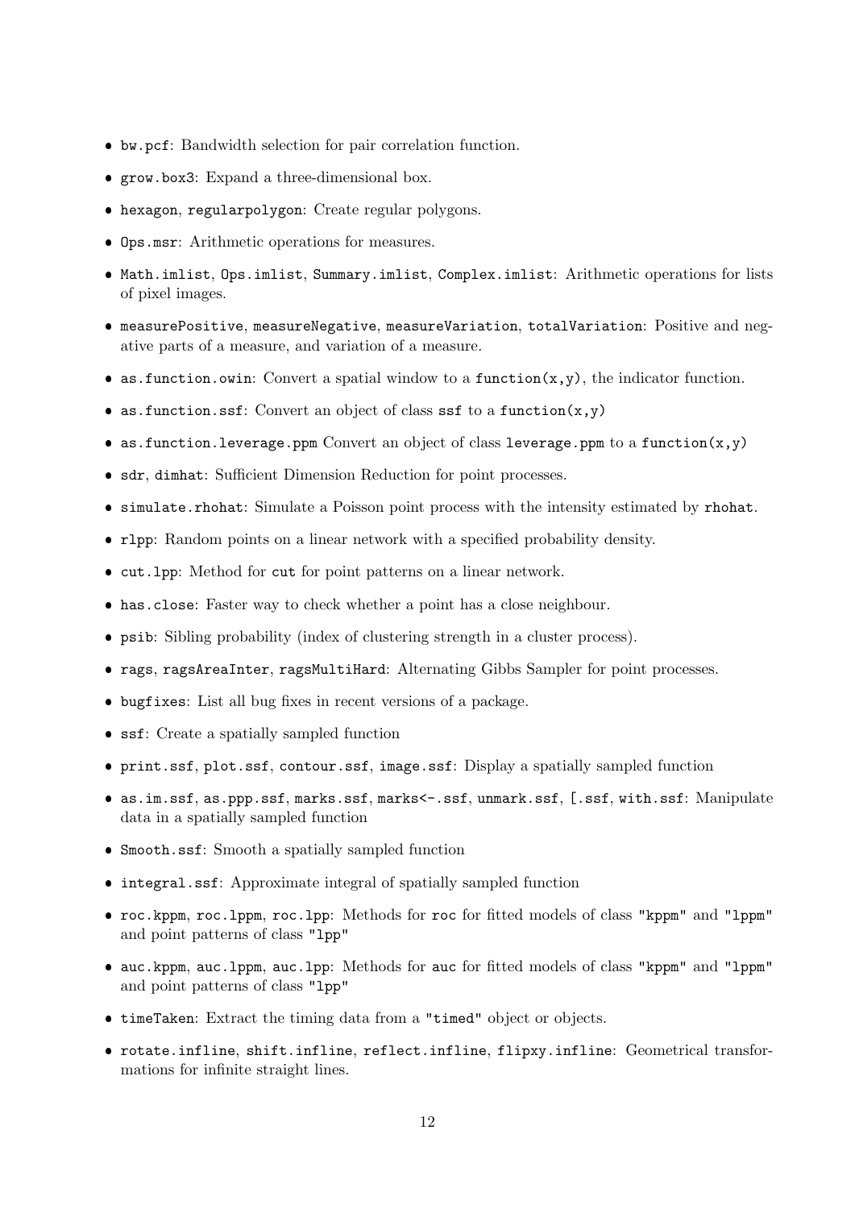- `bw.pcf`: Bandwidth selection for pair correlation function.
- `grow.box3`: Expand a three-dimensional box.
- `hexagon`, `regularpolygon`: Create regular polygons.
- `Ops.msr`: Arithmetic operations for measures.
- `Math.imlist`, `Ops.imlist`, `Summary.imlist`, `Complex.imlist`: Arithmetic operations for lists of pixel images.
- `measurePositive`, `measureNegative`, `measureVariation`, `totalVariation`: Positive and negative parts of a measure, and variation of a measure.
- `as.function.owin`: Convert a spatial window to a `function(x,y)`, the indicator function.
- `as.function.ssf`: Convert an object of class `ssf` to a `function(x,y)`
- `as.function.leverage.ppm` Convert an object of class `leverage.ppm` to a `function(x,y)`
- `sdr`, `dimhat`: Sufficient Dimension Reduction for point processes.
- `simulate.rhohat`: Simulate a Poisson point process with the intensity estimated by `rhohat`.
- `rlpp`: Random points on a linear network with a specified probability density.
- `cut.lpp`: Method for `cut` for point patterns on a linear network.
- `has.close`: Faster way to check whether a point has a close neighbour.
- `psib`: Sibling probability (index of clustering strength in a cluster process).
- `rags`, `ragsAreaInter`, `ragsMultiHard`: Alternating Gibbs Sampler for point processes.
- `bugfixes`: List all bug fixes in recent versions of a package.
- `ssf`: Create a spatially sampled function
- `print.ssf`, `plot.ssf`, `contour.ssf`, `image.ssf`: Display a spatially sampled function
- `as.im.ssf`, `as.ppp.ssf`, `marks.ssf`, `marks<-.ssf`, `unmark.ssf`, `[.ssf`, `with.ssf`: Manipulate data in a spatially sampled function
- `Smooth.ssf`: Smooth a spatially sampled function
- `integral.ssf`: Approximate integral of spatially sampled function
- `roc.kppm`, `roc.lppm`, `roc.lpp`: Methods for `roc` for fitted models of class `"kppm"` and `"lppm"` and point patterns of class `"lpp"`
- `auc.kppm`, `auc.lppm`, `auc.lpp`: Methods for `auc` for fitted models of class `"kppm"` and `"lppm"` and point patterns of class `"lpp"`
- `timeTaken`: Extract the timing data from a `"timed"` object or objects.
- `rotate.infline`, `shift.infline`, `reflect.infline`, `flipxy.infline`: Geometrical transformations for infinite straight lines.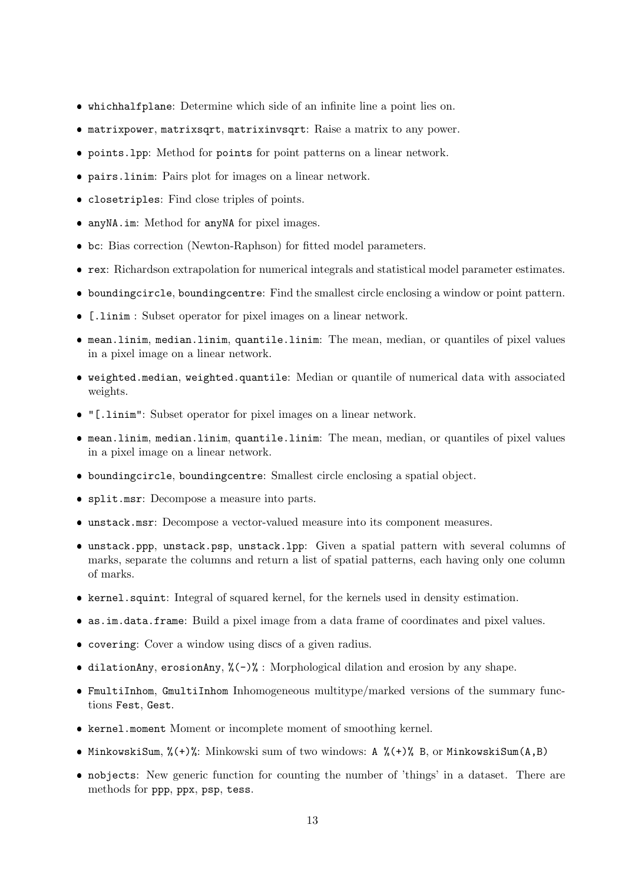- `whichhalfplane`: Determine which side of an infinite line a point lies on.
- `matrixpower`, `matrixsqrt`, `matrixinvsqrt`: Raise a matrix to any power.
- `points.lpp`: Method for `points` for point patterns on a linear network.
- `pairs.linim`: Pairs plot for images on a linear network.
- `closetriples`: Find close triples of points.
- `anyNA.im`: Method for `anyNA` for pixel images.
- `bc`: Bias correction (Newton-Raphson) for fitted model parameters.
- `rex`: Richardson extrapolation for numerical integrals and statistical model parameter estimates.
- `boundingcircle`, `boundingcentre`: Find the smallest circle enclosing a window or point pattern.
- `[.linim` : Subset operator for pixel images on a linear network.
- `mean.linim`, `median.linim`, `quantile.linim`: The mean, median, or quantiles of pixel values in a pixel image on a linear network.
- `weighted.median`, `weighted.quantile`: Median or quantile of numerical data with associated weights.
- `"[.linim"`: Subset operator for pixel images on a linear network.
- `mean.linim`, `median.linim`, `quantile.linim`: The mean, median, or quantiles of pixel values in a pixel image on a linear network.
- `boundingcircle`, `boundingcentre`: Smallest circle enclosing a spatial object.
- `split.msr`: Decompose a measure into parts.
- `unstack.msr`: Decompose a vector-valued measure into its component measures.
- `unstack.ppp`, `unstack.psp`, `unstack.lpp`: Given a spatial pattern with several columns of marks, separate the columns and return a list of spatial patterns, each having only one column of marks.
- `kernel.squint`: Integral of squared kernel, for the kernels used in density estimation.
- `as.im.data.frame`: Build a pixel image from a data frame of coordinates and pixel values.
- `covering`: Cover a window using discs of a given radius.
- `dilationAny`, `erosionAny`, `%(-)%` : Morphological dilation and erosion by any shape.
- `FmultiInhom`, `GmultiInhom` Inhomogeneous multitype/marked versions of the summary functions `Fest`, `Gest`.
- `kernel.moment` Moment or incomplete moment of smoothing kernel.
- `MinkowskiSum`, `%(+)%`: Minkowski sum of two windows: `A %(+)% B`, or `MinkowskiSum(A,B)`
- `nobjects`: New generic function for counting the number of 'things' in a dataset. There are methods for `ppp`, `ppx`, `psp`, `tess`.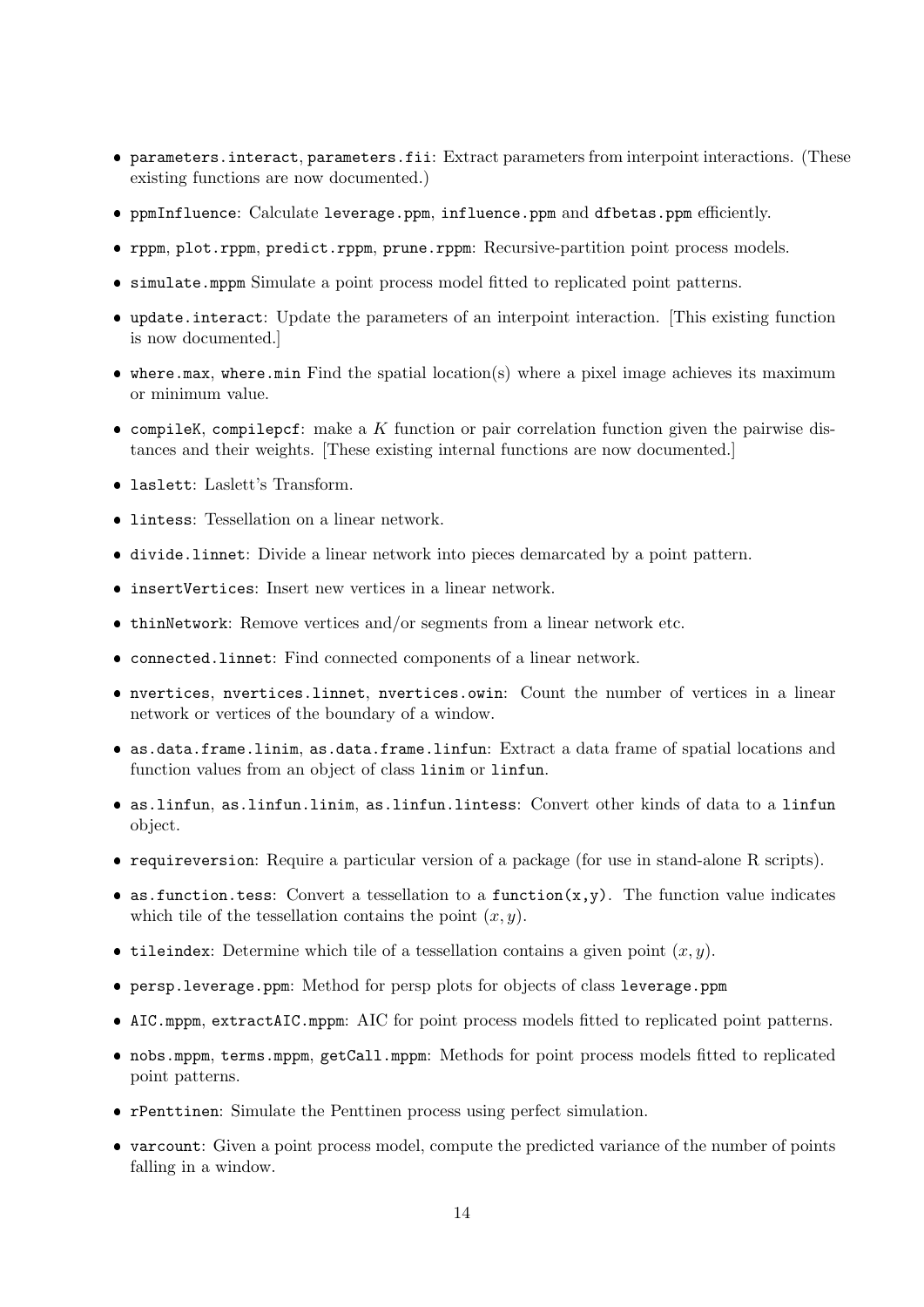- `parameters.interact`, `parameters.fii`: Extract parameters from interpoint interactions. (These existing functions are now documented.)
- `ppmInfluence`: Calculate `leverage.ppm`, `influence.ppm` and `dfbetas.ppm` efficiently.
- `rppm`, `plot.rppm`, `predict.rppm`, `prune.rppm`: Recursive-partition point process models.
- `simulate.mppm` Simulate a point process model fitted to replicated point patterns.
- `update.interact`: Update the parameters of an interpoint interaction. [This existing function is now documented.]
- `where.max`, `where.min` Find the spatial location(s) where a pixel image achieves its maximum or minimum value.
- `compileK`, `compilepcf`: make a $K$ function or pair correlation function given the pairwise distances and their weights. [These existing internal functions are now documented.]
- `laslett`: Laslett's Transform.
- `lintess`: Tessellation on a linear network.
- `divide.linnet`: Divide a linear network into pieces demarcated by a point pattern.
- `insertVertices`: Insert new vertices in a linear network.
- `thinNetwork`: Remove vertices and/or segments from a linear network etc.
- `connected.linnet`: Find connected components of a linear network.
- `nvertices`, `nvertices.linnet`, `nvertices.owin`: Count the number of vertices in a linear network or vertices of the boundary of a window.
- `as.data.frame.linim`, `as.data.frame.linfun`: Extract a data frame of spatial locations and function values from an object of class `linim` or `linfun`.
- `as.linfun`, `as.linfun.linim`, `as.linfun.lintess`: Convert other kinds of data to a `linfun` object.
- `requireversion`: Require a particular version of a package (for use in stand-alone R scripts).
- `as.function.tess`: Convert a tessellation to a `function(x,y)`. The function value indicates which tile of the tessellation contains the point $(x, y)$.
- `tileindex`: Determine which tile of a tessellation contains a given point $(x, y)$.
- `persp.leverage.ppm`: Method for persp plots for objects of class `leverage.ppm`
- `AIC.mppm`, `extractAIC.mppm`: AIC for point process models fitted to replicated point patterns.
- `nobs.mppm`, `terms.mppm`, `getCall.mppm`: Methods for point process models fitted to replicated point patterns.
- `rPenttinen`: Simulate the Penttinen process using perfect simulation.
- `varcount`: Given a point process model, compute the predicted variance of the number of points falling in a window.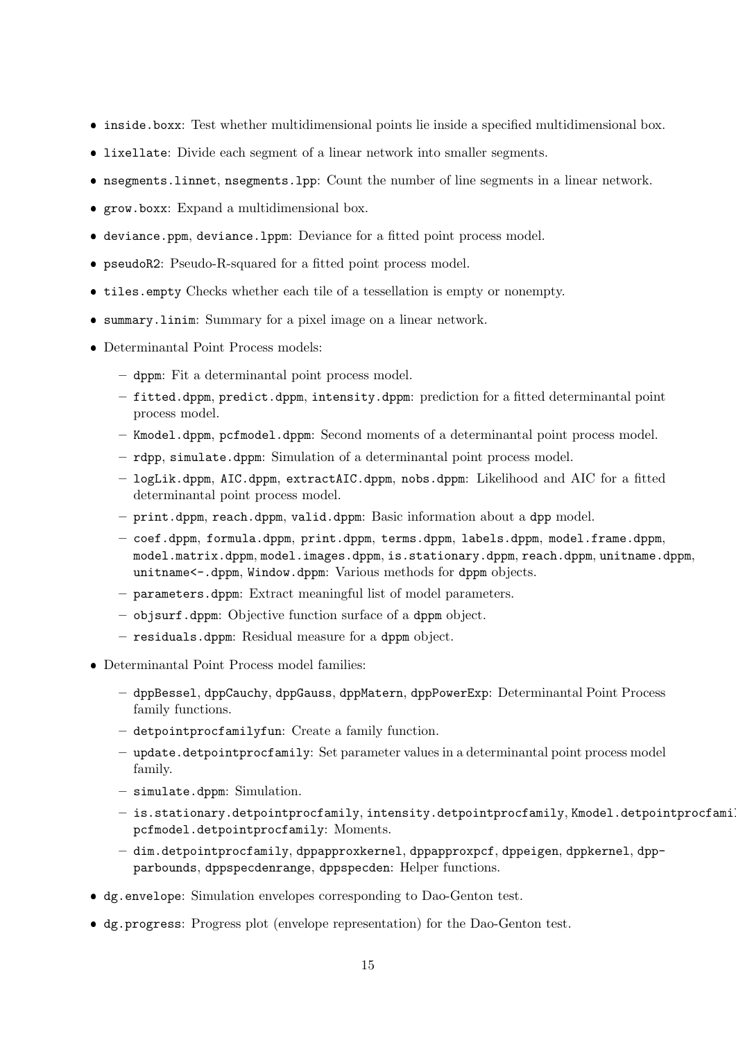- `inside.boxx`: Test whether multidimensional points lie inside a specified multidimensional box.
- `lixellate`: Divide each segment of a linear network into smaller segments.
- `nsegments.linnet`, `nsegments.lpp`: Count the number of line segments in a linear network.
- `grow.boxx`: Expand a multidimensional box.
- `deviance.ppm`, `deviance.lppm`: Deviance for a fitted point process model.
- `pseudoR2`: Pseudo-R-squared for a fitted point process model.
- `tiles.empty` Checks whether each tile of a tessellation is empty or nonempty.
- `summary.linim`: Summary for a pixel image on a linear network.
- Determinantal Point Process models:
  - `dppm`: Fit a determinantal point process model.
  - `fitted.dppm`, `predict.dppm`, `intensity.dppm`: prediction for a fitted determinantal point process model.
  - `Kmodel.dppm`, `pcfmodel.dppm`: Second moments of a determinantal point process model.
  - `rdpp`, `simulate.dppm`: Simulation of a determinantal point process model.
  - `logLik.dppm`, `AIC.dppm`, `extractAIC.dppm`, `nobs.dppm`: Likelihood and AIC for a fitted determinantal point process model.
  - `print.dppm`, `reach.dppm`, `valid.dppm`: Basic information about a `dpp` model.
  - `coef.dppm`, `formula.dppm`, `print.dppm`, `terms.dppm`, `labels.dppm`, `model.frame.dppm`, `model.matrix.dppm`, `model.images.dppm`, `is.stationary.dppm`, `reach.dppm`, `unitname.dppm`, `unitname<-.dppm`, `Window.dppm`: Various methods for `dppm` objects.
  - `parameters.dppm`: Extract meaningful list of model parameters.
  - `objsurf.dppm`: Objective function surface of a `dppm` object.
  - `residuals.dppm`: Residual measure for a `dppm` object.
- Determinantal Point Process model families:
  - `dppBessel`, `dppCauchy`, `dppGauss`, `dppMatern`, `dppPowerExp`: Determinantal Point Process family functions.
  - `detpointprocfamilyfun`: Create a family function.
  - `update.detpointprocfamily`: Set parameter values in a determinantal point process model family.
  - `simulate.dppm`: Simulation.
  - `is.stationary.detpointprocfamily`, `intensity.detpointprocfamily`, `Kmodel.detpointprocfamily`, `pcfmodel.detpointprocfamily`: Moments.
  - `dim.detpointprocfamily`, `dppapproxkernel`, `dppapproxpcf`, `dppeigen`, `dppkernel`, `dppparbounds`, `dppspecdenrange`, `dppspecden`: Helper functions.
- `dg.envelope`: Simulation envelopes corresponding to Dao-Genton test.
- `dg.progress`: Progress plot (envelope representation) for the Dao-Genton test.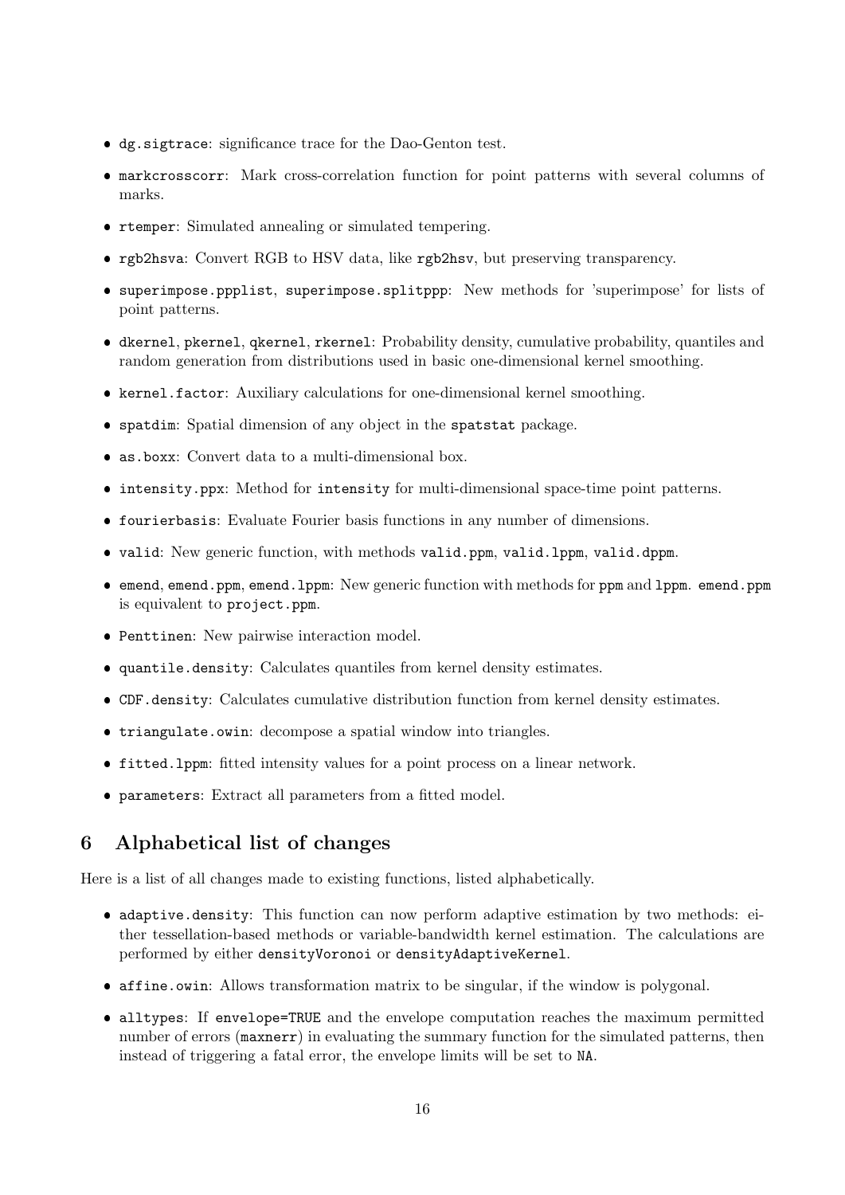- dg.sigtrace: significance trace for the Dao-Genton test.
- markcrosscorr: Mark cross-correlation function for point patterns with several columns of marks.
- rtemper: Simulated annealing or simulated tempering.
- rgb2hsva: Convert RGB to HSV data, like rgb2hsv, but preserving transparency.
- superimpose.ppplist, superimpose.splitppp: New methods for 'superimpose' for lists of point patterns.
- dkernel, pkernel, qkernel, rkernel: Probability density, cumulative probability, quantiles and random generation from distributions used in basic one-dimensional kernel smoothing.
- kernel.factor: Auxiliary calculations for one-dimensional kernel smoothing.
- spatdim: Spatial dimension of any object in the spatstat package.
- as.boxx: Convert data to a multi-dimensional box.
- intensity.ppx: Method for intensity for multi-dimensional space-time point patterns.
- fourierbasis: Evaluate Fourier basis functions in any number of dimensions.
- valid: New generic function, with methods valid.ppm, valid.lppm, valid.dppm.
- emend, emend.ppm, emend.lppm: New generic function with methods for ppm and lppm. emend.ppm is equivalent to project.ppm.
- Penttinen: New pairwise interaction model.
- quantile.density: Calculates quantiles from kernel density estimates.
- CDF.density: Calculates cumulative distribution function from kernel density estimates.
- triangulate.owin: decompose a spatial window into triangles.
- fitted.lppm: fitted intensity values for a point process on a linear network.
- parameters: Extract all parameters from a fitted model.

## 6 Alphabetical list of changes

Here is a list of all changes made to existing functions, listed alphabetically.

- adaptive.density: This function can now perform adaptive estimation by two methods: either tessellation-based methods or variable-bandwidth kernel estimation. The calculations are performed by either densityVoronoi or densityAdaptiveKernel.
- affine.owin: Allows transformation matrix to be singular, if the window is polygonal.
- alltypes: If envelope=TRUE and the envelope computation reaches the maximum permitted number of errors (maxnerr) in evaluating the summary function for the simulated patterns, then instead of triggering a fatal error, the envelope limits will be set to NA.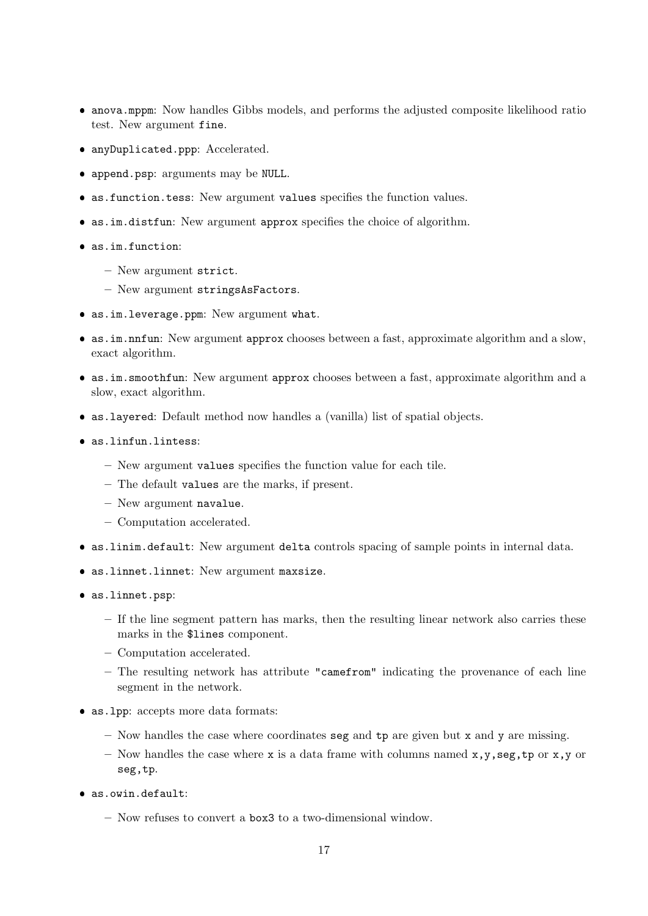- `anova.mppm`: Now handles Gibbs models, and performs the adjusted composite likelihood ratio test. New argument `fine`.
- `anyDuplicated.ppp`: Accelerated.
- `append.psp`: arguments may be `NULL`.
- `as.function.tess`: New argument `values` specifies the function values.
- `as.im.distfun`: New argument `approx` specifies the choice of algorithm.
- `as.im.function`:
  - New argument `strict`.
  - New argument `stringsAsFactors`.
- `as.im.leverage.ppm`: New argument `what`.
- `as.im.nnfun`: New argument `approx` chooses between a fast, approximate algorithm and a slow, exact algorithm.
- `as.im.smoothfun`: New argument `approx` chooses between a fast, approximate algorithm and a slow, exact algorithm.
- `as.layered`: Default method now handles a (vanilla) list of spatial objects.
- `as.linfun.lintess`:
  - New argument `values` specifies the function value for each tile.
  - The default `values` are the marks, if present.
  - New argument `navalue`.
  - Computation accelerated.
- `as.linim.default`: New argument `delta` controls spacing of sample points in internal data.
- `as.linnet.linnet`: New argument `maxsize`.
- `as.linnet.psp`:
  - If the line segment pattern has marks, then the resulting linear network also carries these marks in the `$lines` component.
  - Computation accelerated.
  - The resulting network has attribute `"camefrom"` indicating the provenance of each line segment in the network.
- `as.lpp`: accepts more data formats:
  - Now handles the case where coordinates `seg` and `tp` are given but `x` and `y` are missing.
  - Now handles the case where `x` is a data frame with columns named `x,y,seg,tp` or `x,y` or `seg,tp`.
- `as.owin.default`:
  - Now refuses to convert a `box3` to a two-dimensional window.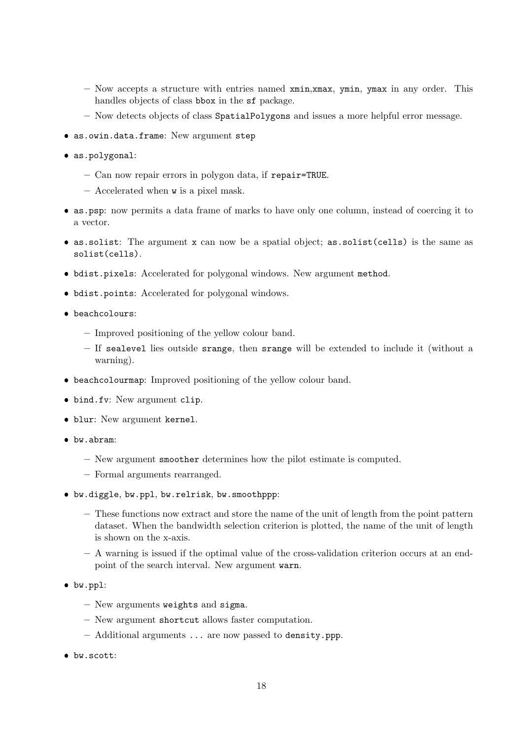- Now accepts a structure with entries named `xmin`,`xmax`, `ymin`, `ymax` in any order. This handles objects of class `bbox` in the `sf` package.
  - Now detects objects of class `SpatialPolygons` and issues a more helpful error message.

- `as.owin.data.frame`: New argument `step`
- `as.polygonal`:
  - Can now repair errors in polygon data, if `repair=TRUE`.
  - Accelerated when `w` is a pixel mask.
- `as.psp`: now permits a data frame of marks to have only one column, instead of coercing it to a vector.
- `as.solist`: The argument `x` can now be a spatial object; `as.solist(cells)` is the same as `solist(cells)`.
- `bdist.pixels`: Accelerated for polygonal windows. New argument `method`.
- `bdist.points`: Accelerated for polygonal windows.
- `beachcolours`:
  - Improved positioning of the yellow colour band.
  - If `sealevel` lies outside `srange`, then `srange` will be extended to include it (without a warning).
- `beachcolourmap`: Improved positioning of the yellow colour band.
- `bind.fv`: New argument `clip`.
- `blur`: New argument `kernel`.
- `bw.abram`:
  - New argument `smoother` determines how the pilot estimate is computed.
  - Formal arguments rearranged.
- `bw.diggle`, `bw.ppl`, `bw.relrisk`, `bw.smoothppp`:
  - These functions now extract and store the name of the unit of length from the point pattern dataset. When the bandwidth selection criterion is plotted, the name of the unit of length is shown on the x-axis.
  - A warning is issued if the optimal value of the cross-validation criterion occurs at an endpoint of the search interval. New argument `warn`.
- `bw.ppl`:
  - New arguments `weights` and `sigma`.
  - New argument `shortcut` allows faster computation.
  - Additional arguments `...` are now passed to `density.ppp`.
- `bw.scott`: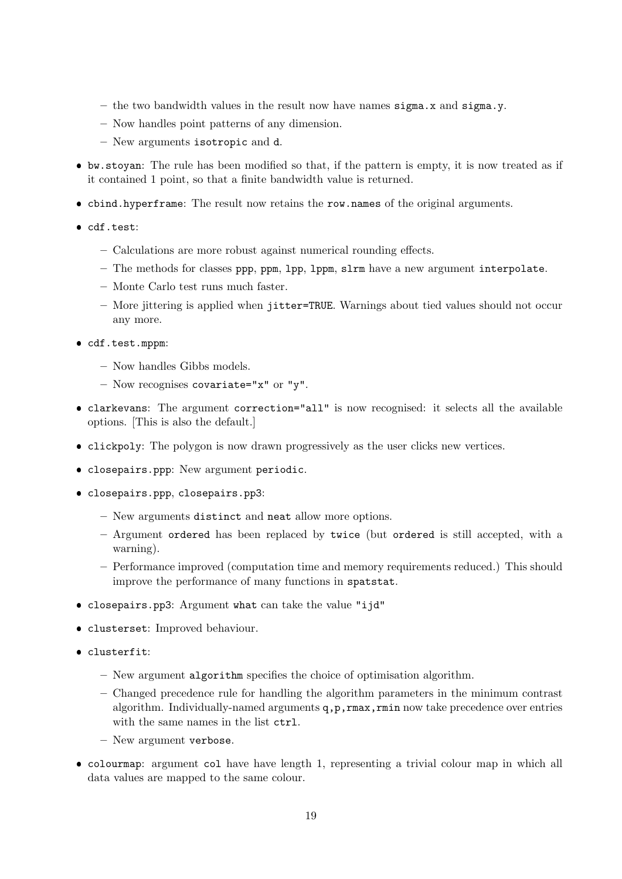- the two bandwidth values in the result now have names `sigma.x` and `sigma.y`.
  - Now handles point patterns of any dimension.
  - New arguments `isotropic` and `d`.

- `bw.stoyan`: The rule has been modified so that, if the pattern is empty, it is now treated as if it contained 1 point, so that a finite bandwidth value is returned.

- `cbind.hyperframe`: The result now retains the `row.names` of the original arguments.

- `cdf.test`:
  - Calculations are more robust against numerical rounding effects.
  - The methods for classes `ppp`, `ppm`, `lpp`, `lppm`, `slrm` have a new argument `interpolate`.
  - Monte Carlo test runs much faster.
  - More jittering is applied when `jitter=TRUE`. Warnings about tied values should not occur any more.

- `cdf.test.mppm`:
  - Now handles Gibbs models.
  - Now recognises `covariate="x"` or `"y"`.

- `clarkevans`: The argument `correction="all"` is now recognised: it selects all the available options. [This is also the default.]

- `clickpoly`: The polygon is now drawn progressively as the user clicks new vertices.

- `closepairs.ppp`: New argument `periodic`.

- `closepairs.ppp`, `closepairs.pp3`:
  - New arguments `distinct` and `neat` allow more options.
  - Argument `ordered` has been replaced by `twice` (but `ordered` is still accepted, with a warning).
  - Performance improved (computation time and memory requirements reduced.) This should improve the performance of many functions in `spatstat`.

- `closepairs.pp3`: Argument `what` can take the value `"ijd"`

- `clusterset`: Improved behaviour.

- `clusterfit`:
  - New argument `algorithm` specifies the choice of optimisation algorithm.
  - Changed precedence rule for handling the algorithm parameters in the minimum contrast algorithm. Individually-named arguments `q,p,rmax,rmin` now take precedence over entries with the same names in the list `ctrl`.
  - New argument `verbose`.

- `colourmap`: argument `col` have have length 1, representing a trivial colour map in which all data values are mapped to the same colour.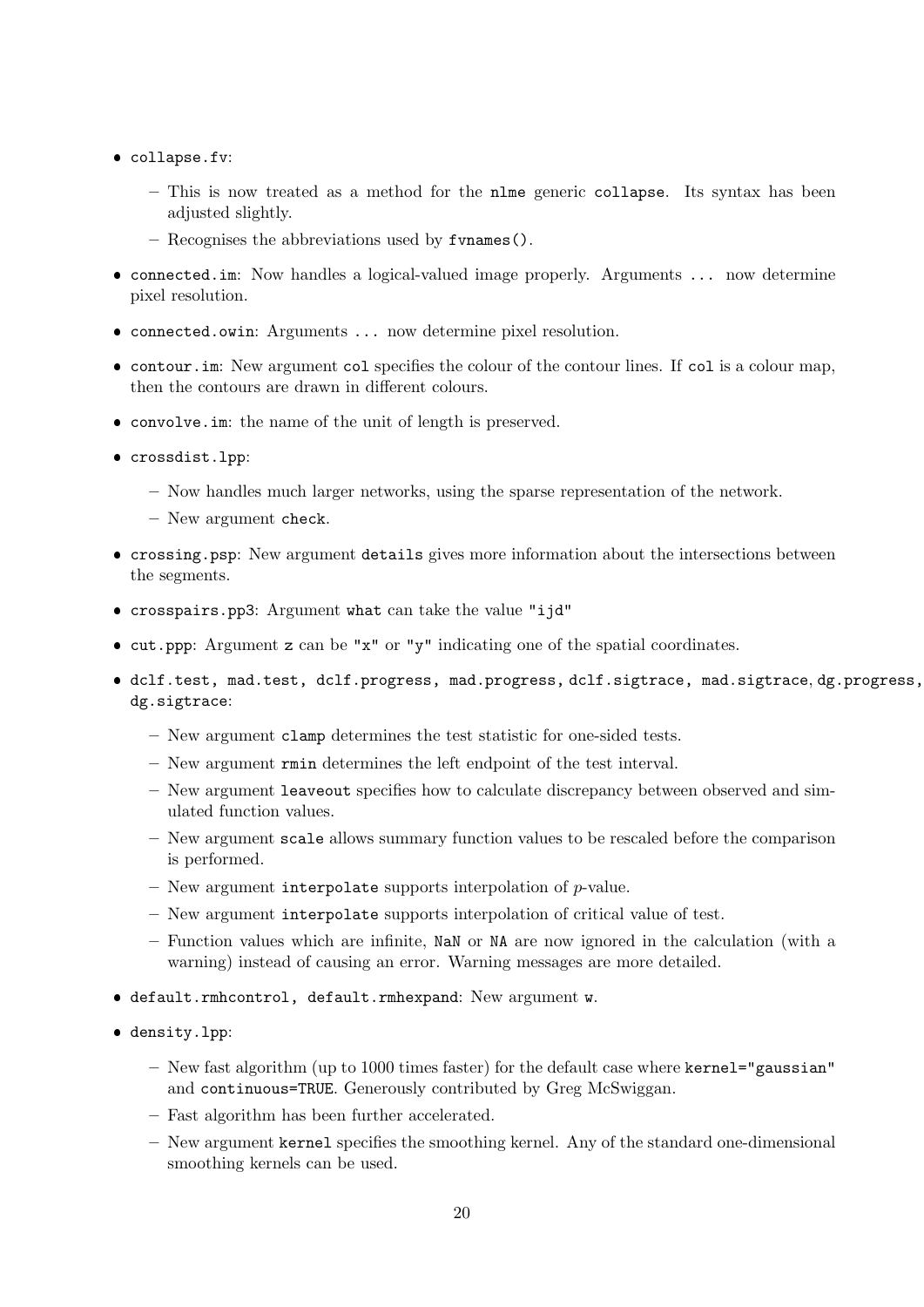- `collapse.fv`:
  - This is now treated as a method for the `nlme` generic `collapse`. Its syntax has been adjusted slightly.
  - Recognises the abbreviations used by `fvnames()`.
- `connected.im`: Now handles a logical-valued image properly. Arguments `...` now determine pixel resolution.
- `connected.owin`: Arguments `...` now determine pixel resolution.
- `contour.im`: New argument `col` specifies the colour of the contour lines. If `col` is a colour map, then the contours are drawn in different colours.
- `convolve.im`: the name of the unit of length is preserved.
- `crossdist.lpp`:
  - Now handles much larger networks, using the sparse representation of the network.
  - New argument `check`.
- `crossing.psp`: New argument `details` gives more information about the intersections between the segments.
- `crosspairs.pp3`: Argument `what` can take the value `"ijd"`
- `cut.ppp`: Argument `z` can be `"x"` or `"y"` indicating one of the spatial coordinates.
- `dclf.test, mad.test, dclf.progress, mad.progress, dclf.sigtrace, mad.sigtrace`, `dg.progress`, `dg.sigtrace`:
  - New argument `clamp` determines the test statistic for one-sided tests.
  - New argument `rmin` determines the left endpoint of the test interval.
  - New argument `leaveout` specifies how to calculate discrepancy between observed and simulated function values.
  - New argument `scale` allows summary function values to be rescaled before the comparison is performed.
  - New argument `interpolate` supports interpolation of $p$-value.
  - New argument `interpolate` supports interpolation of critical value of test.
  - Function values which are infinite, `NaN` or `NA` are now ignored in the calculation (with a warning) instead of causing an error. Warning messages are more detailed.
- `default.rmhcontrol, default.rmhexpand`: New argument `w`.
- `density.lpp`:
  - New fast algorithm (up to 1000 times faster) for the default case where `kernel="gaussian"` and `continuous=TRUE`. Generously contributed by Greg McSwiggan.
  - Fast algorithm has been further accelerated.
  - New argument `kernel` specifies the smoothing kernel. Any of the standard one-dimensional smoothing kernels can be used.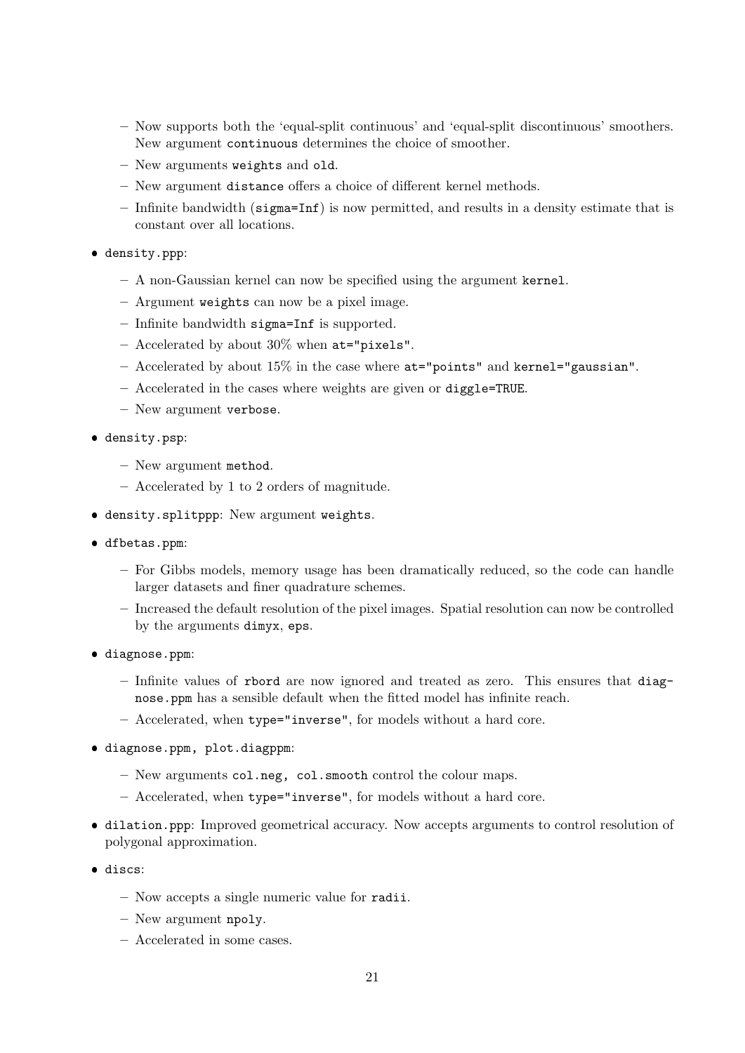- Now supports both the 'equal-split continuous' and 'equal-split discontinuous' smoothers. New argument `continuous` determines the choice of smoother.
  - New arguments `weights` and `old`.
  - New argument `distance` offers a choice of different kernel methods.
  - Infinite bandwidth (`sigma=Inf`) is now permitted, and results in a density estimate that is constant over all locations.

- `density.ppp`:
  - A non-Gaussian kernel can now be specified using the argument `kernel`.
  - Argument `weights` can now be a pixel image.
  - Infinite bandwidth `sigma=Inf` is supported.
  - Accelerated by about 30% when `at="pixels"`.
  - Accelerated by about 15% in the case where `at="points"` and `kernel="gaussian"`.
  - Accelerated in the cases where weights are given or `diggle=TRUE`.
  - New argument `verbose`.

- `density.psp`:
  - New argument `method`.
  - Accelerated by 1 to 2 orders of magnitude.

- `density.splitppp`: New argument `weights`.

- `dfbetas.ppm`:
  - For Gibbs models, memory usage has been dramatically reduced, so the code can handle larger datasets and finer quadrature schemes.
  - Increased the default resolution of the pixel images. Spatial resolution can now be controlled by the arguments `dimyx`, `eps`.

- `diagnose.ppm`:
  - Infinite values of `rbord` are now ignored and treated as zero. This ensures that `diagnose.ppm` has a sensible default when the fitted model has infinite reach.
  - Accelerated, when `type="inverse"`, for models without a hard core.

- `diagnose.ppm, plot.diagppm`:
  - New arguments `col.neg, col.smooth` control the colour maps.
  - Accelerated, when `type="inverse"`, for models without a hard core.

- `dilation.ppp`: Improved geometrical accuracy. Now accepts arguments to control resolution of polygonal approximation.

- `discs`:
  - Now accepts a single numeric value for `radii`.
  - New argument `npoly`.
  - Accelerated in some cases.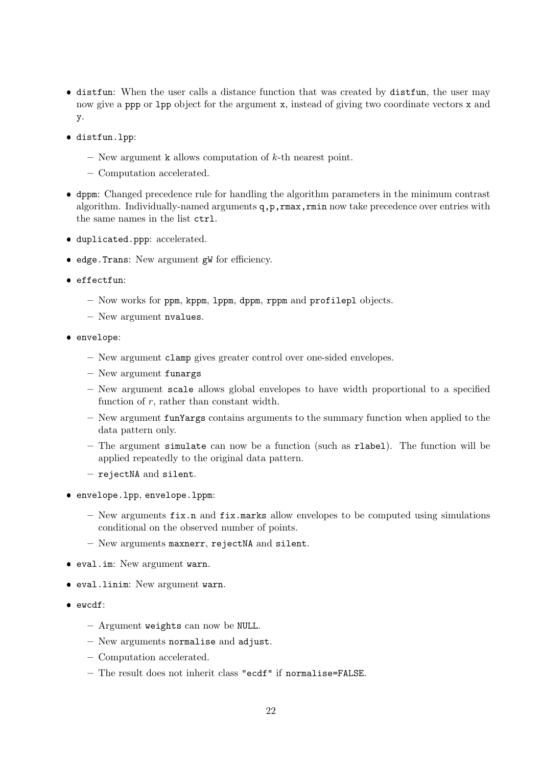- `distfun`: When the user calls a distance function that was created by `distfun`, the user may now give a `ppp` or `lpp` object for the argument `x`, instead of giving two coordinate vectors `x` and `y`.
- `distfun.lpp`:
  - New argument `k` allows computation of $k$-th nearest point.
  - Computation accelerated.
- `dppm`: Changed precedence rule for handling the algorithm parameters in the minimum contrast algorithm. Individually-named arguments `q,p,rmax,rmin` now take precedence over entries with the same names in the list `ctrl`.
- `duplicated.ppp`: accelerated.
- `edge.Trans`: New argument `gW` for efficiency.
- `effectfun`:
  - Now works for `ppm`, `kppm`, `lppm`, `dppm`, `rppm` and `profilepl` objects.
  - New argument `nvalues`.
- `envelope`:
  - New argument `clamp` gives greater control over one-sided envelopes.
  - New argument `funargs`
  - New argument `scale` allows global envelopes to have width proportional to a specified function of $r$, rather than constant width.
  - New argument `funYargs` contains arguments to the summary function when applied to the data pattern only.
  - The argument `simulate` can now be a function (such as `rlabel`). The function will be applied repeatedly to the original data pattern.
  - `rejectNA` and `silent`.
- `envelope.lpp`, `envelope.lppm`:
  - New arguments `fix.n` and `fix.marks` allow envelopes to be computed using simulations conditional on the observed number of points.
  - New arguments `maxnerr`, `rejectNA` and `silent`.
- `eval.im`: New argument `warn`.
- `eval.linim`: New argument `warn`.
- `ewcdf`:
  - Argument `weights` can now be `NULL`.
  - New arguments `normalise` and `adjust`.
  - Computation accelerated.
  - The result does not inherit class `"ecdf"` if `normalise=FALSE`.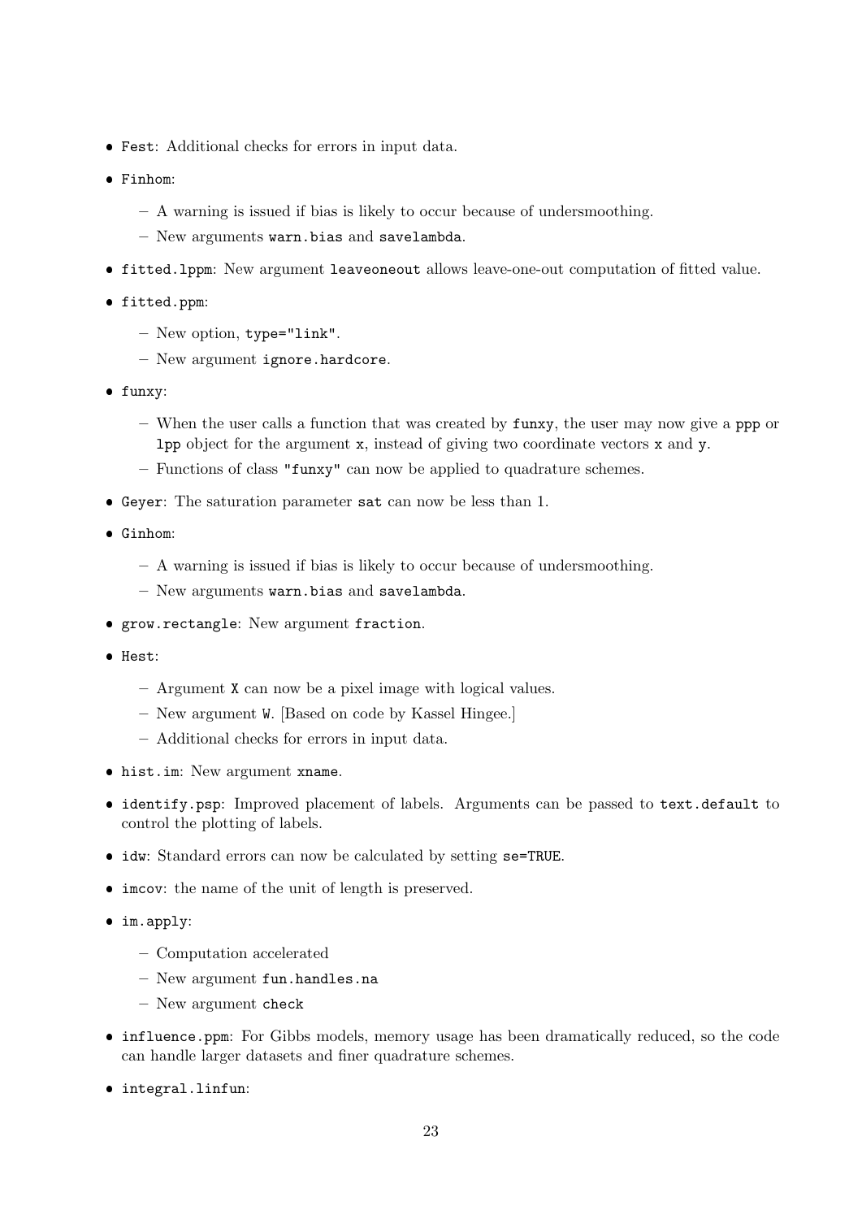- `Fest`: Additional checks for errors in input data.
- `Finhom`:
  - A warning is issued if bias is likely to occur because of undersmoothing.
  - New arguments `warn.bias` and `savelambda`.
- `fitted.lppm`: New argument `leaveoneout` allows leave-one-out computation of fitted value.
- `fitted.ppm`:
  - New option, `type="link"`.
  - New argument `ignore.hardcore`.
- `funxy`:
  - When the user calls a function that was created by `funxy`, the user may now give a `ppp` or `lpp` object for the argument `x`, instead of giving two coordinate vectors `x` and `y`.
  - Functions of class `"funxy"` can now be applied to quadrature schemes.
- `Geyer`: The saturation parameter `sat` can now be less than 1.
- `Ginhom`:
  - A warning is issued if bias is likely to occur because of undersmoothing.
  - New arguments `warn.bias` and `savelambda`.
- `grow.rectangle`: New argument `fraction`.
- `Hest`:
  - Argument `X` can now be a pixel image with logical values.
  - New argument `W`. [Based on code by Kassel Hingee.]
  - Additional checks for errors in input data.
- `hist.im`: New argument `xname`.
- `identify.psp`: Improved placement of labels. Arguments can be passed to `text.default` to control the plotting of labels.
- `idw`: Standard errors can now be calculated by setting `se=TRUE`.
- `imcov`: the name of the unit of length is preserved.
- `im.apply`:
  - Computation accelerated
  - New argument `fun.handles.na`
  - New argument `check`
- `influence.ppm`: For Gibbs models, memory usage has been dramatically reduced, so the code can handle larger datasets and finer quadrature schemes.
- `integral.linfun`: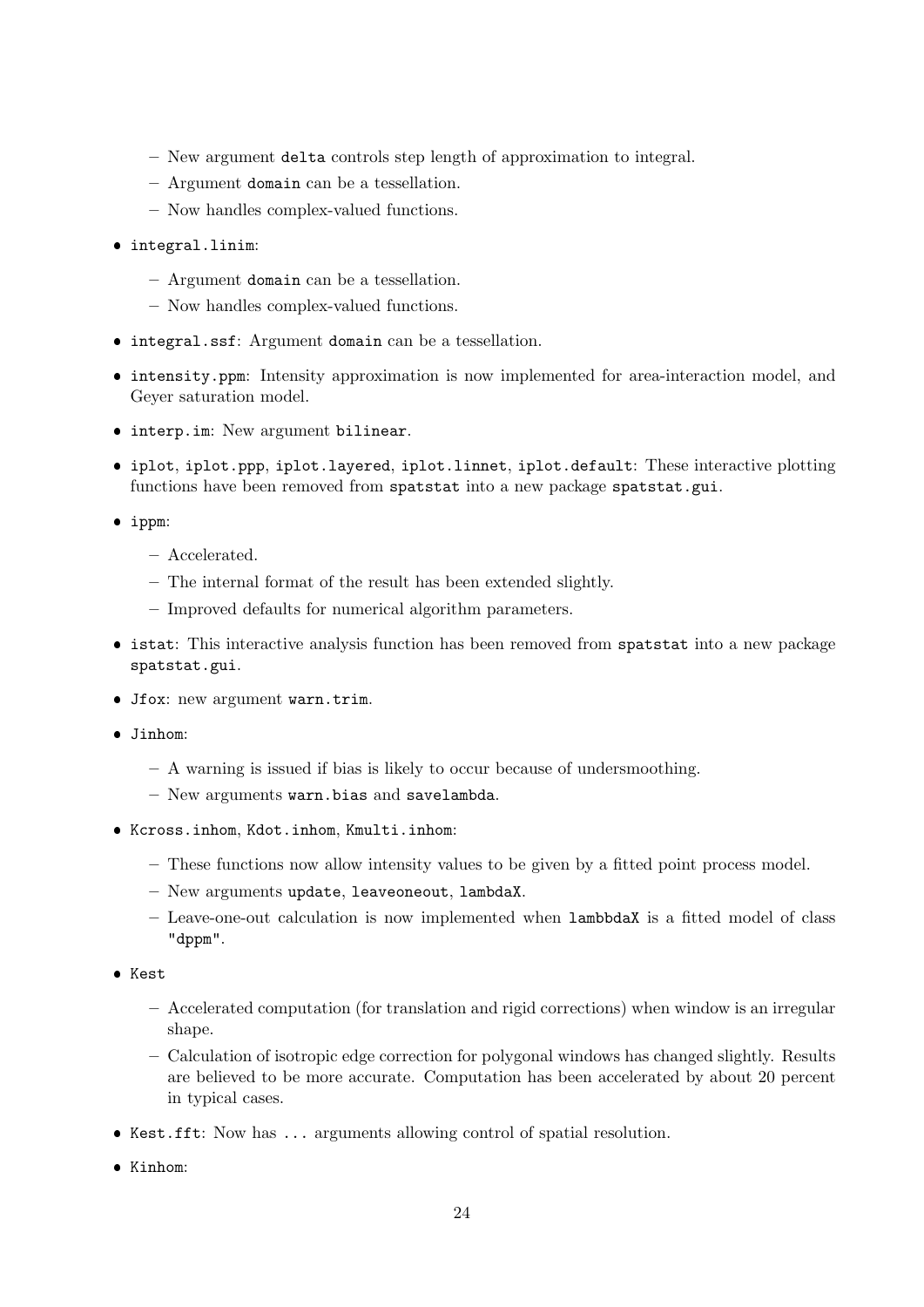- New argument `delta` controls step length of approximation to integral.
  - Argument `domain` can be a tessellation.
  - Now handles complex-valued functions.

- `integral.linim`:
  - Argument `domain` can be a tessellation.
  - Now handles complex-valued functions.

- `integral.ssf`: Argument `domain` can be a tessellation.

- `intensity.ppm`: Intensity approximation is now implemented for area-interaction model, and Geyer saturation model.

- `interp.im`: New argument `bilinear`.

- `iplot`, `iplot.ppp`, `iplot.layered`, `iplot.linnet`, `iplot.default`: These interactive plotting functions have been removed from `spatstat` into a new package `spatstat.gui`.

- `ippm`:
  - Accelerated.
  - The internal format of the result has been extended slightly.
  - Improved defaults for numerical algorithm parameters.

- `istat`: This interactive analysis function has been removed from `spatstat` into a new package `spatstat.gui`.

- `Jfox`: new argument `warn.trim`.

- `Jinhom`:
  - A warning is issued if bias is likely to occur because of undersmoothing.
  - New arguments `warn.bias` and `savelambda`.

- `Kcross.inhom`, `Kdot.inhom`, `Kmulti.inhom`:
  - These functions now allow intensity values to be given by a fitted point process model.
  - New arguments `update`, `leaveoneout`, `lambdaX`.
  - Leave-one-out calculation is now implemented when `lambbdaX` is a fitted model of class `"dppm"`.

- `Kest`
  - Accelerated computation (for translation and rigid corrections) when window is an irregular shape.
  - Calculation of isotropic edge correction for polygonal windows has changed slightly. Results are believed to be more accurate. Computation has been accelerated by about 20 percent in typical cases.

- `Kest.fft`: Now has `...` arguments allowing control of spatial resolution.

- `Kinhom`: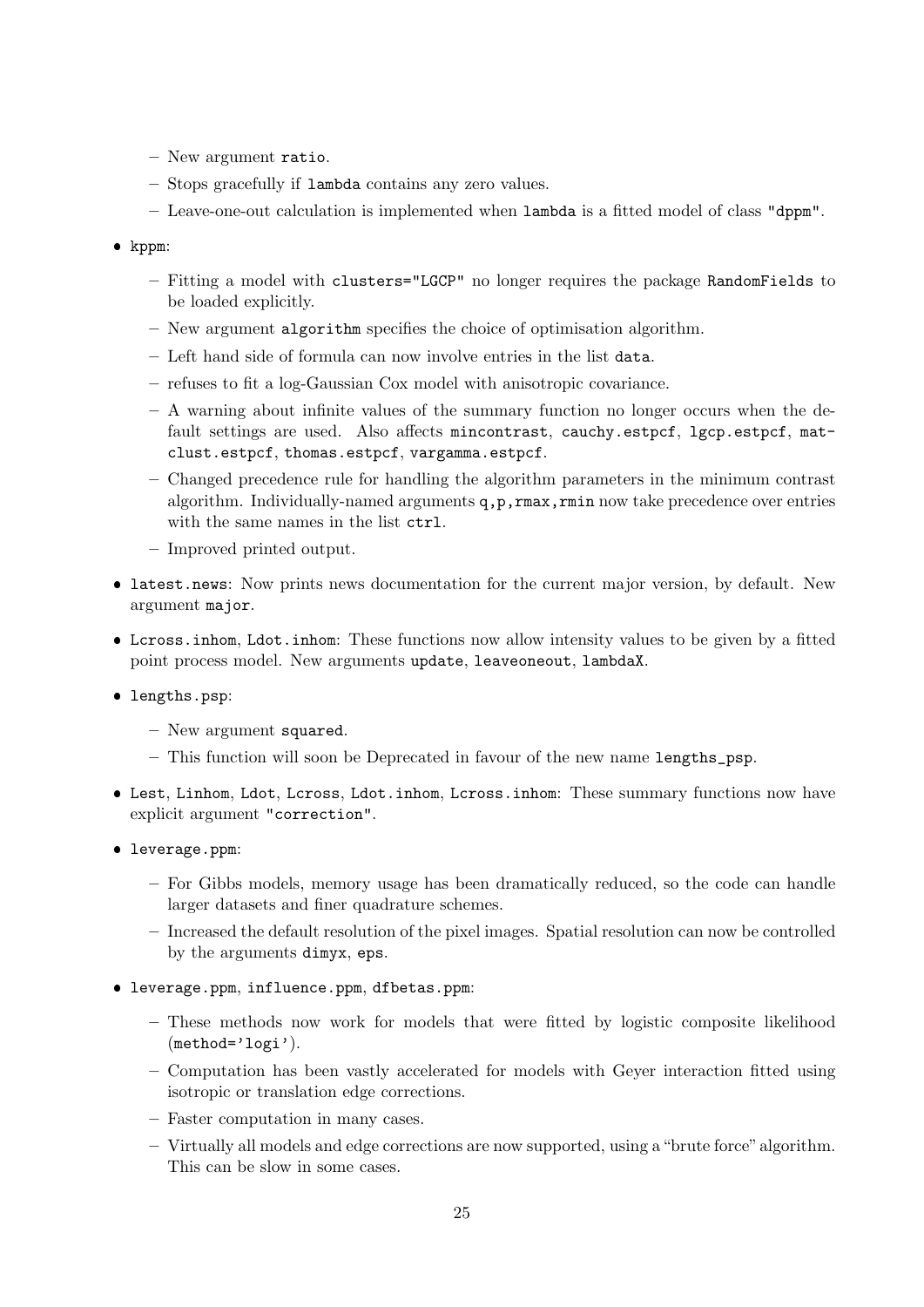- New argument `ratio`.
  - Stops gracefully if `lambda` contains any zero values.
  - Leave-one-out calculation is implemented when `lambda` is a fitted model of class `"dppm"`.

- `kppm`:
  - Fitting a model with `clusters="LGCP"` no longer requires the package `RandomFields` to be loaded explicitly.
  - New argument `algorithm` specifies the choice of optimisation algorithm.
  - Left hand side of formula can now involve entries in the list `data`.
  - refuses to fit a log-Gaussian Cox model with anisotropic covariance.
  - A warning about infinite values of the summary function no longer occurs when the default settings are used. Also affects `mincontrast`, `cauchy.estpcf`, `lgcp.estpcf`, `matclust.estpcf`, `thomas.estpcf`, `vargamma.estpcf`.
  - Changed precedence rule for handling the algorithm parameters in the minimum contrast algorithm. Individually-named arguments `q,p,rmax,rmin` now take precedence over entries with the same names in the list `ctrl`.
  - Improved printed output.

- `latest.news`: Now prints news documentation for the current major version, by default. New argument `major`.

- `Lcross.inhom`, `Ldot.inhom`: These functions now allow intensity values to be given by a fitted point process model. New arguments `update`, `leaveoneout`, `lambdaX`.

- `lengths.psp`:
  - New argument `squared`.
  - This function will soon be Deprecated in favour of the new name `lengths_psp`.

- `Lest`, `Linhom`, `Ldot`, `Lcross`, `Ldot.inhom`, `Lcross.inhom`: These summary functions now have explicit argument `"correction"`.

- `leverage.ppm`:
  - For Gibbs models, memory usage has been dramatically reduced, so the code can handle larger datasets and finer quadrature schemes.
  - Increased the default resolution of the pixel images. Spatial resolution can now be controlled by the arguments `dimyx`, `eps`.

- `leverage.ppm`, `influence.ppm`, `dfbetas.ppm`:
  - These methods now work for models that were fitted by logistic composite likelihood (`method='logi'`).
  - Computation has been vastly accelerated for models with Geyer interaction fitted using isotropic or translation edge corrections.
  - Faster computation in many cases.
  - Virtually all models and edge corrections are now supported, using a "brute force" algorithm. This can be slow in some cases.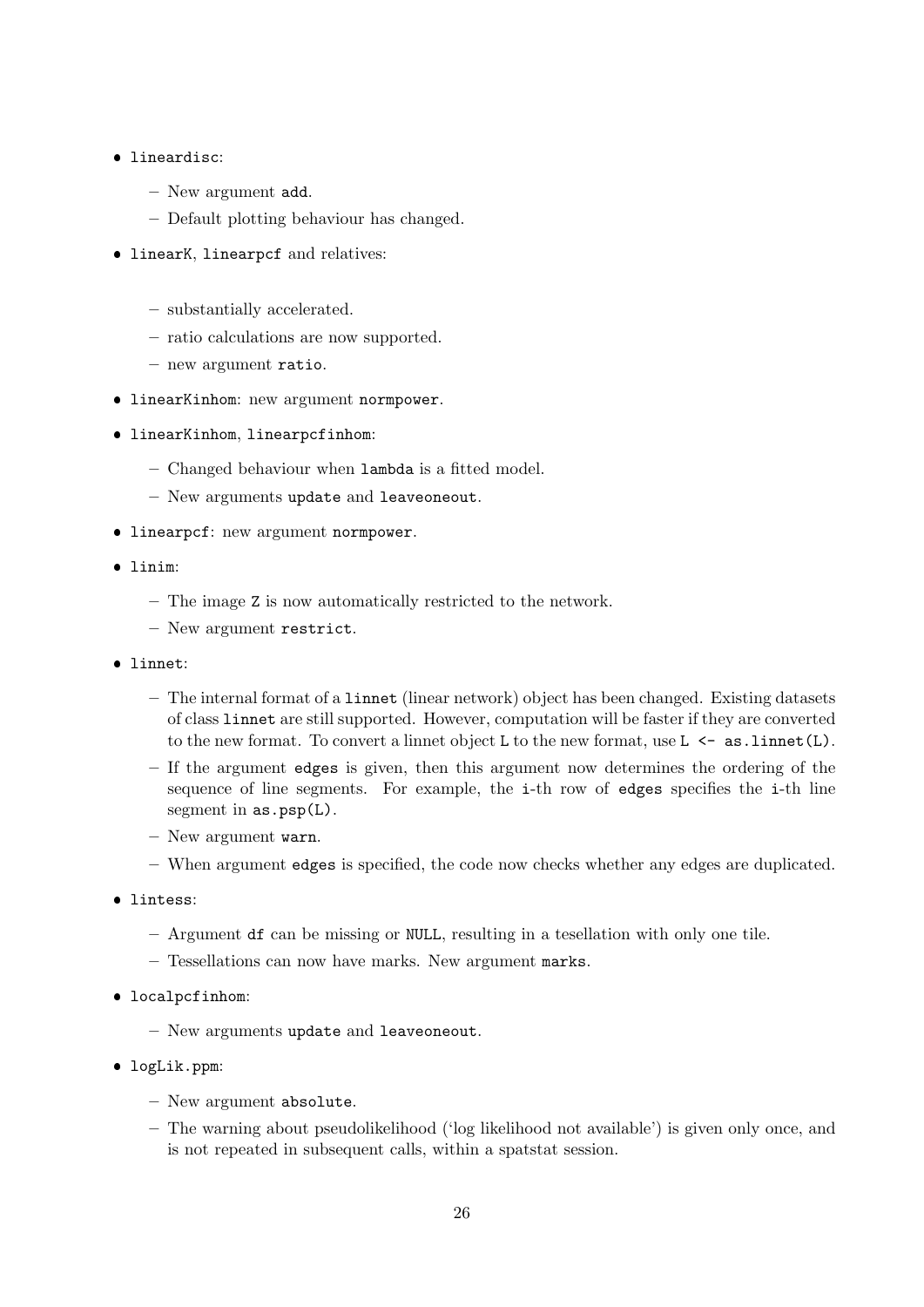- `lineardisc`:
  - New argument `add`.
  - Default plotting behaviour has changed.
- `linearK`, `linearpcf` and relatives:
  - substantially accelerated.
  - ratio calculations are now supported.
  - new argument `ratio`.
- `linearKinhom`: new argument `normpower`.
- `linearKinhom`, `linearpcfinhom`:
  - Changed behaviour when `lambda` is a fitted model.
  - New arguments `update` and `leaveoneout`.
- `linearpcf`: new argument `normpower`.
- `linim`:
  - The image `Z` is now automatically restricted to the network.
  - New argument `restrict`.
- `linnet`:
  - The internal format of a `linnet` (linear network) object has been changed. Existing datasets of class `linnet` are still supported. However, computation will be faster if they are converted to the new format. To convert a linnet object `L` to the new format, use `L <- as.linnet(L)`.
  - If the argument `edges` is given, then this argument now determines the ordering of the sequence of line segments. For example, the `i`-th row of `edges` specifies the `i`-th line segment in `as.psp(L)`.
  - New argument `warn`.
  - When argument `edges` is specified, the code now checks whether any edges are duplicated.
- `lintess`:
  - Argument `df` can be missing or `NULL`, resulting in a tesellation with only one tile.
  - Tessellations can now have marks. New argument `marks`.
- `localpcfinhom`:
  - New arguments `update` and `leaveoneout`.
- `logLik.ppm`:
  - New argument `absolute`.
  - The warning about pseudolikelihood ('log likelihood not available') is given only once, and is not repeated in subsequent calls, within a spatstat session.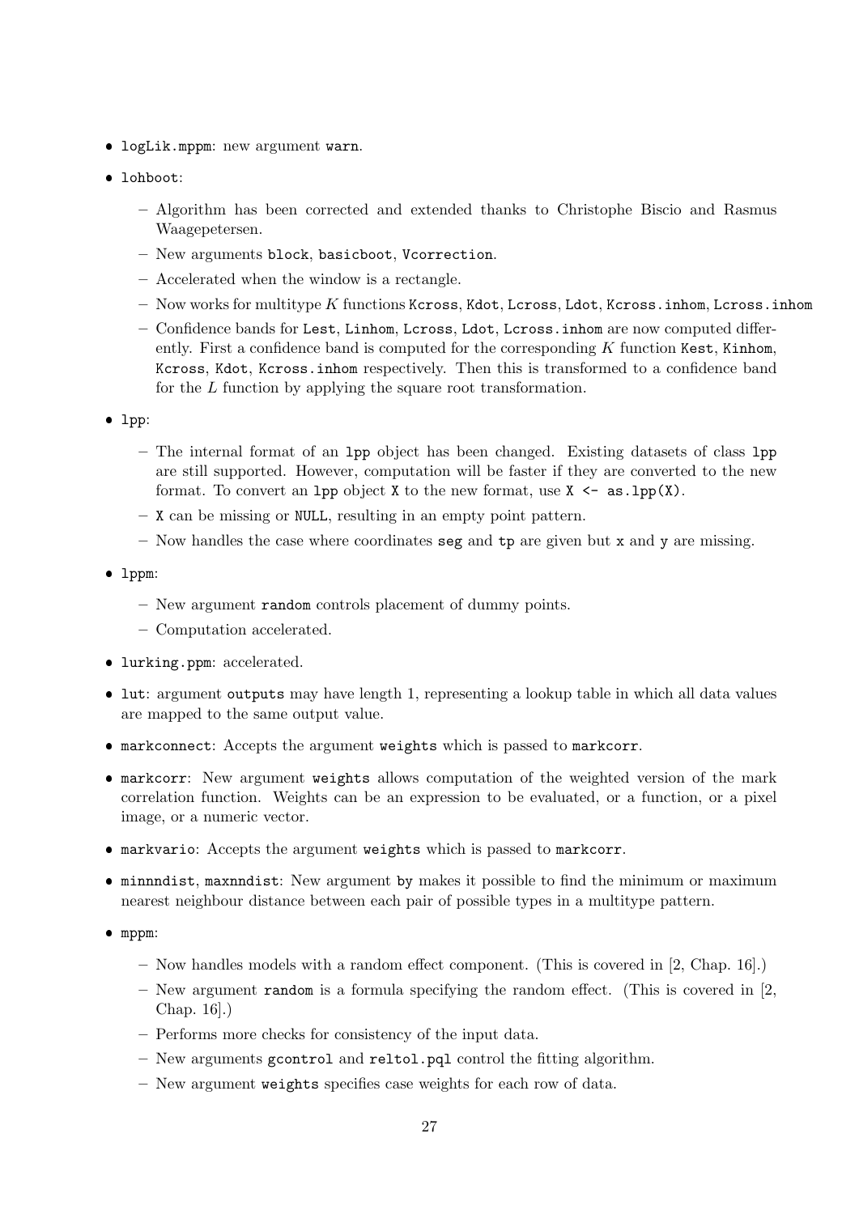- `logLik.mppm`: new argument `warn`.
- `lohboot`:
  - Algorithm has been corrected and extended thanks to Christophe Biscio and Rasmus Waagepetersen.
  - New arguments `block`, `basicboot`, `Vcorrection`.
  - Accelerated when the window is a rectangle.
  - Now works for multitype $K$ functions `Kcross`, `Kdot`, `Lcross`, `Ldot`, `Kcross.inhom`, `Lcross.inhom`
  - Confidence bands for `Lest`, `Linhom`, `Lcross`, `Ldot`, `Lcross.inhom` are now computed differently. First a confidence band is computed for the corresponding $K$ function `Kest`, `Kinhom`, `Kcross`, `Kdot`, `Kcross.inhom` respectively. Then this is transformed to a confidence band for the $L$ function by applying the square root transformation.
- `lpp`:
  - The internal format of an `lpp` object has been changed. Existing datasets of class `lpp` are still supported. However, computation will be faster if they are converted to the new format. To convert an `lpp` object `X` to the new format, use `X <- as.lpp(X)`.
  - `X` can be missing or `NULL`, resulting in an empty point pattern.
  - Now handles the case where coordinates `seg` and `tp` are given but `x` and `y` are missing.
- `lppm`:
  - New argument `random` controls placement of dummy points.
  - Computation accelerated.
- `lurking.ppm`: accelerated.
- `lut`: argument `outputs` may have length 1, representing a lookup table in which all data values are mapped to the same output value.
- `markconnect`: Accepts the argument `weights` which is passed to `markcorr`.
- `markcorr`: New argument `weights` allows computation of the weighted version of the mark correlation function. Weights can be an expression to be evaluated, or a function, or a pixel image, or a numeric vector.
- `markvario`: Accepts the argument `weights` which is passed to `markcorr`.
- `minnndist`, `maxnndist`: New argument `by` makes it possible to find the minimum or maximum nearest neighbour distance between each pair of possible types in a multitype pattern.
- `mppm`:
  - Now handles models with a random effect component. (This is covered in [2, Chap. 16].)
  - New argument `random` is a formula specifying the random effect. (This is covered in [2, Chap. 16].)
  - Performs more checks for consistency of the input data.
  - New arguments `gcontrol` and `reltol.pql` control the fitting algorithm.
  - New argument `weights` specifies case weights for each row of data.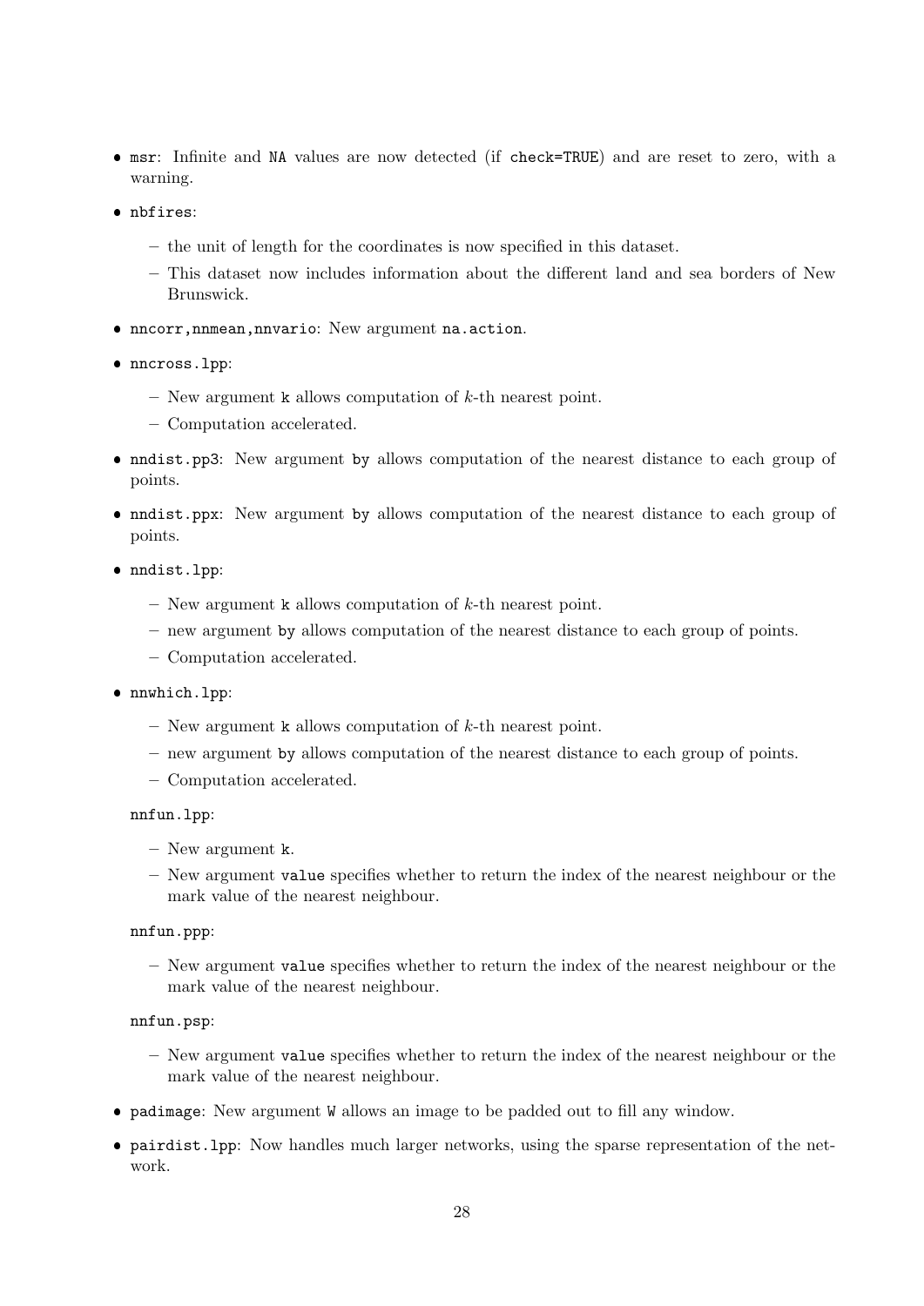- `msr`: Infinite and `NA` values are now detected (if `check=TRUE`) and are reset to zero, with a warning.
- `nbfires`:
  - the unit of length for the coordinates is now specified in this dataset.
  - This dataset now includes information about the different land and sea borders of New Brunswick.
- `nncorr,nnmean,nnvario`: New argument `na.action`.
- `nncross.lpp`:
  - New argument `k` allows computation of $k$-th nearest point.
  - Computation accelerated.
- `nndist.pp3`: New argument `by` allows computation of the nearest distance to each group of points.
- `nndist.ppx`: New argument `by` allows computation of the nearest distance to each group of points.
- `nndist.lpp`:
  - New argument `k` allows computation of $k$-th nearest point.
  - new argument `by` allows computation of the nearest distance to each group of points.
  - Computation accelerated.
- `nnwhich.lpp`:
  - New argument `k` allows computation of $k$-th nearest point.
  - new argument `by` allows computation of the nearest distance to each group of points.
  - Computation accelerated.

  `nnfun.lpp`:
  - New argument `k`.
  - New argument `value` specifies whether to return the index of the nearest neighbour or the mark value of the nearest neighbour.

  `nnfun.ppp`:
  - New argument `value` specifies whether to return the index of the nearest neighbour or the mark value of the nearest neighbour.

  `nnfun.psp`:
  - New argument `value` specifies whether to return the index of the nearest neighbour or the mark value of the nearest neighbour.
- `padimage`: New argument `W` allows an image to be padded out to fill any window.
- `pairdist.lpp`: Now handles much larger networks, using the sparse representation of the network.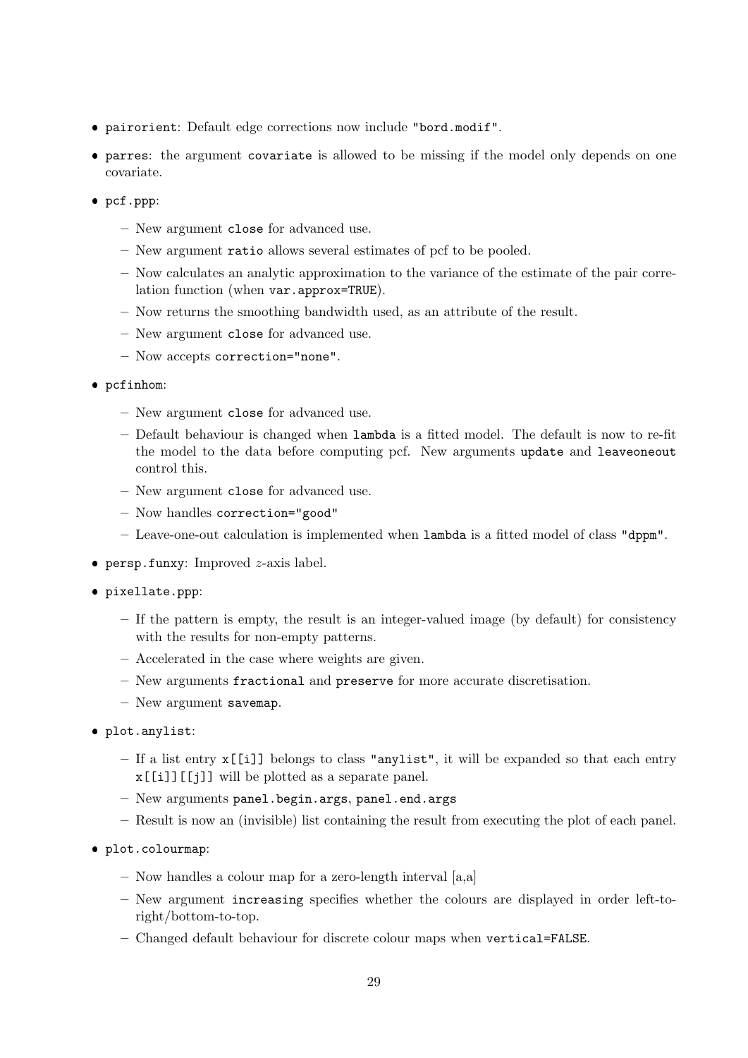- `pairorient`: Default edge corrections now include `"bord.modif"`.
- `parres`: the argument `covariate` is allowed to be missing if the model only depends on one covariate.
- `pcf.ppp`:
  - New argument `close` for advanced use.
  - New argument `ratio` allows several estimates of pcf to be pooled.
  - Now calculates an analytic approximation to the variance of the estimate of the pair correlation function (when `var.approx=TRUE`).
  - Now returns the smoothing bandwidth used, as an attribute of the result.
  - New argument `close` for advanced use.
  - Now accepts `correction="none"`.
- `pcfinhom`:
  - New argument `close` for advanced use.
  - Default behaviour is changed when `lambda` is a fitted model. The default is now to re-fit the model to the data before computing pcf. New arguments `update` and `leaveoneout` control this.
  - New argument `close` for advanced use.
  - Now handles `correction="good"`
  - Leave-one-out calculation is implemented when `lambda` is a fitted model of class `"dppm"`.
- `persp.funxy`: Improved $z$-axis label.
- `pixellate.ppp`:
  - If the pattern is empty, the result is an integer-valued image (by default) for consistency with the results for non-empty patterns.
  - Accelerated in the case where weights are given.
  - New arguments `fractional` and `preserve` for more accurate discretisation.
  - New argument `savemap`.
- `plot.anylist`:
  - If a list entry `x[[i]]` belongs to class `"anylist"`, it will be expanded so that each entry `x[[i]][[j]]` will be plotted as a separate panel.
  - New arguments `panel.begin.args`, `panel.end.args`
  - Result is now an (invisible) list containing the result from executing the plot of each panel.
- `plot.colourmap`:
  - Now handles a colour map for a zero-length interval [a,a]
  - New argument `increasing` specifies whether the colours are displayed in order left-to-right/bottom-to-top.
  - Changed default behaviour for discrete colour maps when `vertical=FALSE`.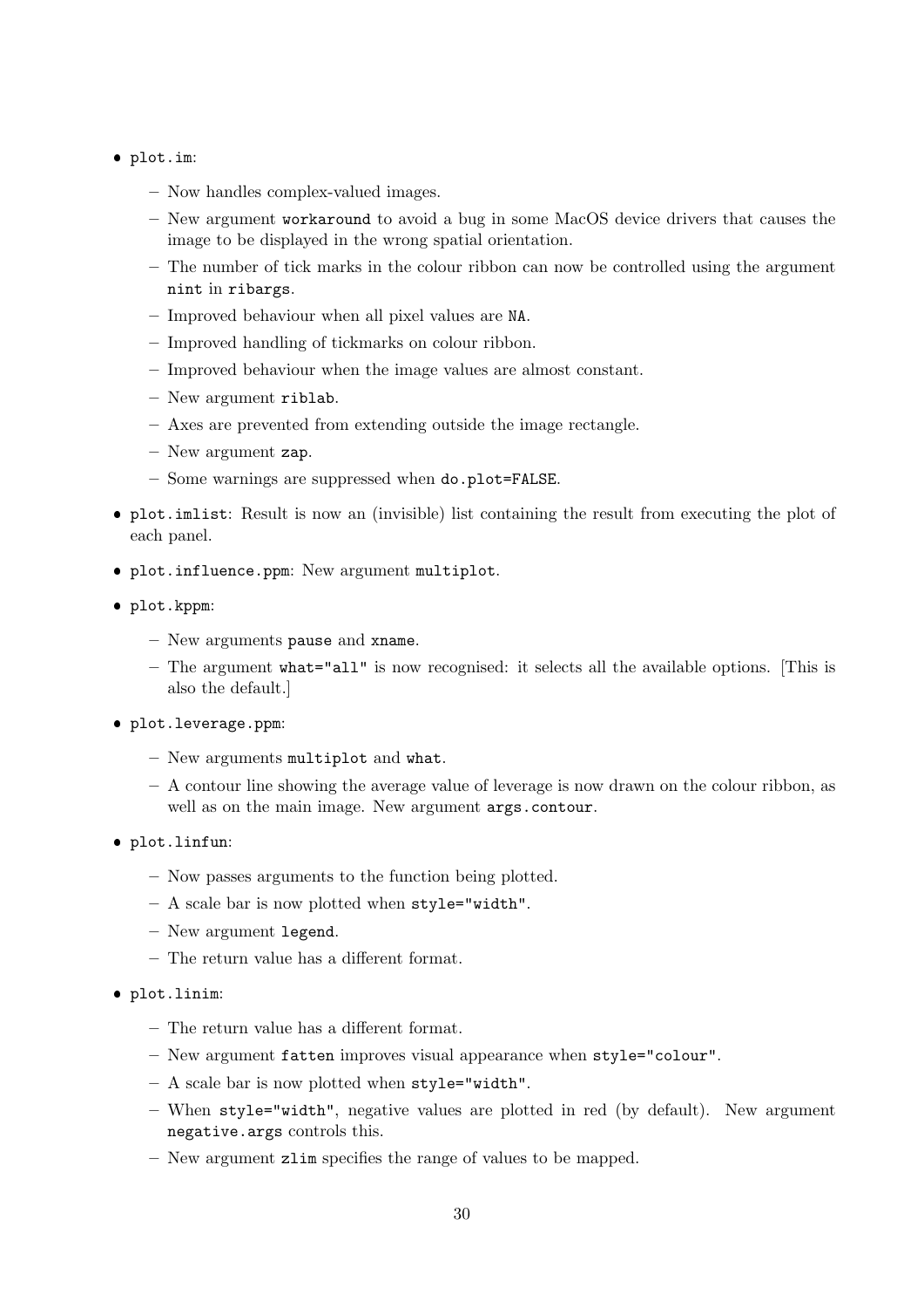- `plot.im`:
  - Now handles complex-valued images.
  - New argument `workaround` to avoid a bug in some MacOS device drivers that causes the image to be displayed in the wrong spatial orientation.
  - The number of tick marks in the colour ribbon can now be controlled using the argument `nint` in `ribargs`.
  - Improved behaviour when all pixel values are `NA`.
  - Improved handling of tickmarks on colour ribbon.
  - Improved behaviour when the image values are almost constant.
  - New argument `riblab`.
  - Axes are prevented from extending outside the image rectangle.
  - New argument `zap`.
  - Some warnings are suppressed when `do.plot=FALSE`.
- `plot.imlist`: Result is now an (invisible) list containing the result from executing the plot of each panel.
- `plot.influence.ppm`: New argument `multiplot`.
- `plot.kppm`:
  - New arguments `pause` and `xname`.
  - The argument `what="all"` is now recognised: it selects all the available options. [This is also the default.]
- `plot.leverage.ppm`:
  - New arguments `multiplot` and `what`.
  - A contour line showing the average value of leverage is now drawn on the colour ribbon, as well as on the main image. New argument `args.contour`.
- `plot.linfun`:
  - Now passes arguments to the function being plotted.
  - A scale bar is now plotted when `style="width"`.
  - New argument `legend`.
  - The return value has a different format.
- `plot.linim`:
  - The return value has a different format.
  - New argument `fatten` improves visual appearance when `style="colour"`.
  - A scale bar is now plotted when `style="width"`.
  - When `style="width"`, negative values are plotted in red (by default). New argument `negative.args` controls this.
  - New argument `zlim` specifies the range of values to be mapped.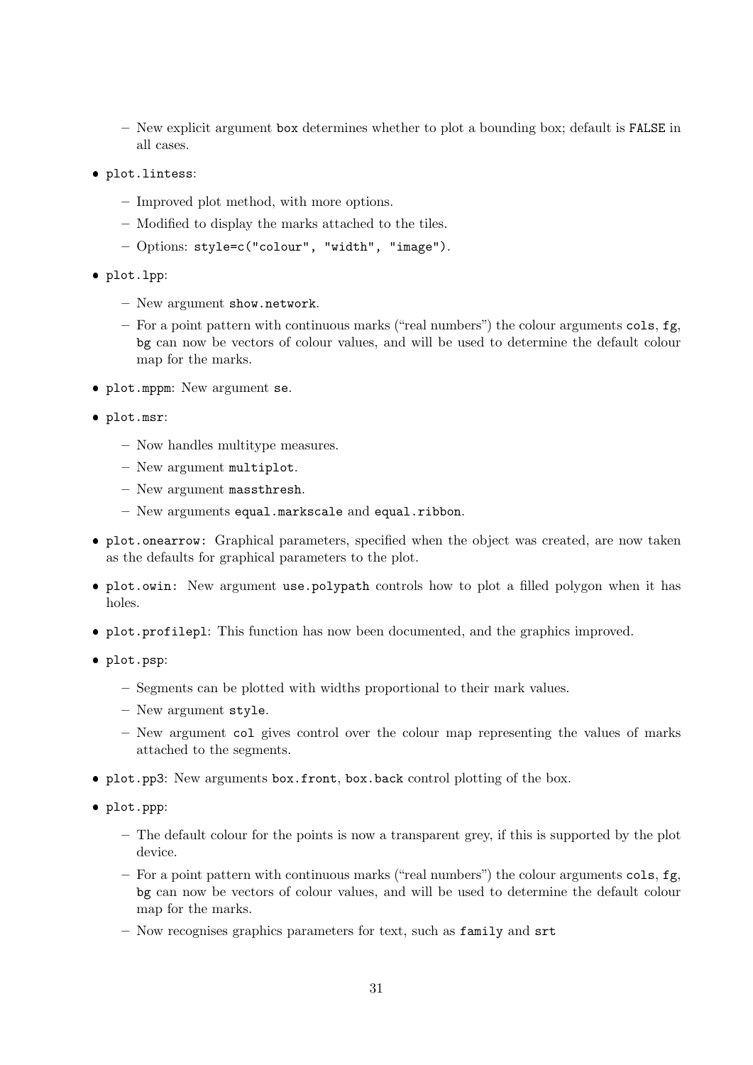- New explicit argument `box` determines whether to plot a bounding box; default is `FALSE` in all cases.

- `plot.lintess`:
  - Improved plot method, with more options.
  - Modified to display the marks attached to the tiles.
  - Options: `style=c("colour", "width", "image")`.

- `plot.lpp`:
  - New argument `show.network`.
  - For a point pattern with continuous marks ("real numbers") the colour arguments `cols`, `fg`, `bg` can now be vectors of colour values, and will be used to determine the default colour map for the marks.

- `plot.mppm`: New argument `se`.

- `plot.msr`:
  - Now handles multitype measures.
  - New argument `multiplot`.
  - New argument `massthresh`.
  - New arguments `equal.markscale` and `equal.ribbon`.

- `plot.onearrow:` Graphical parameters, specified when the object was created, are now taken as the defaults for graphical parameters to the plot.

- `plot.owin:` New argument `use.polypath` controls how to plot a filled polygon when it has holes.

- `plot.profilepl`: This function has now been documented, and the graphics improved.

- `plot.psp`:
  - Segments can be plotted with widths proportional to their mark values.
  - New argument `style`.
  - New argument `col` gives control over the colour map representing the values of marks attached to the segments.

- `plot.pp3`: New arguments `box.front`, `box.back` control plotting of the box.

- `plot.ppp`:
  - The default colour for the points is now a transparent grey, if this is supported by the plot device.
  - For a point pattern with continuous marks ("real numbers") the colour arguments `cols`, `fg`, `bg` can now be vectors of colour values, and will be used to determine the default colour map for the marks.
  - Now recognises graphics parameters for text, such as `family` and `srt`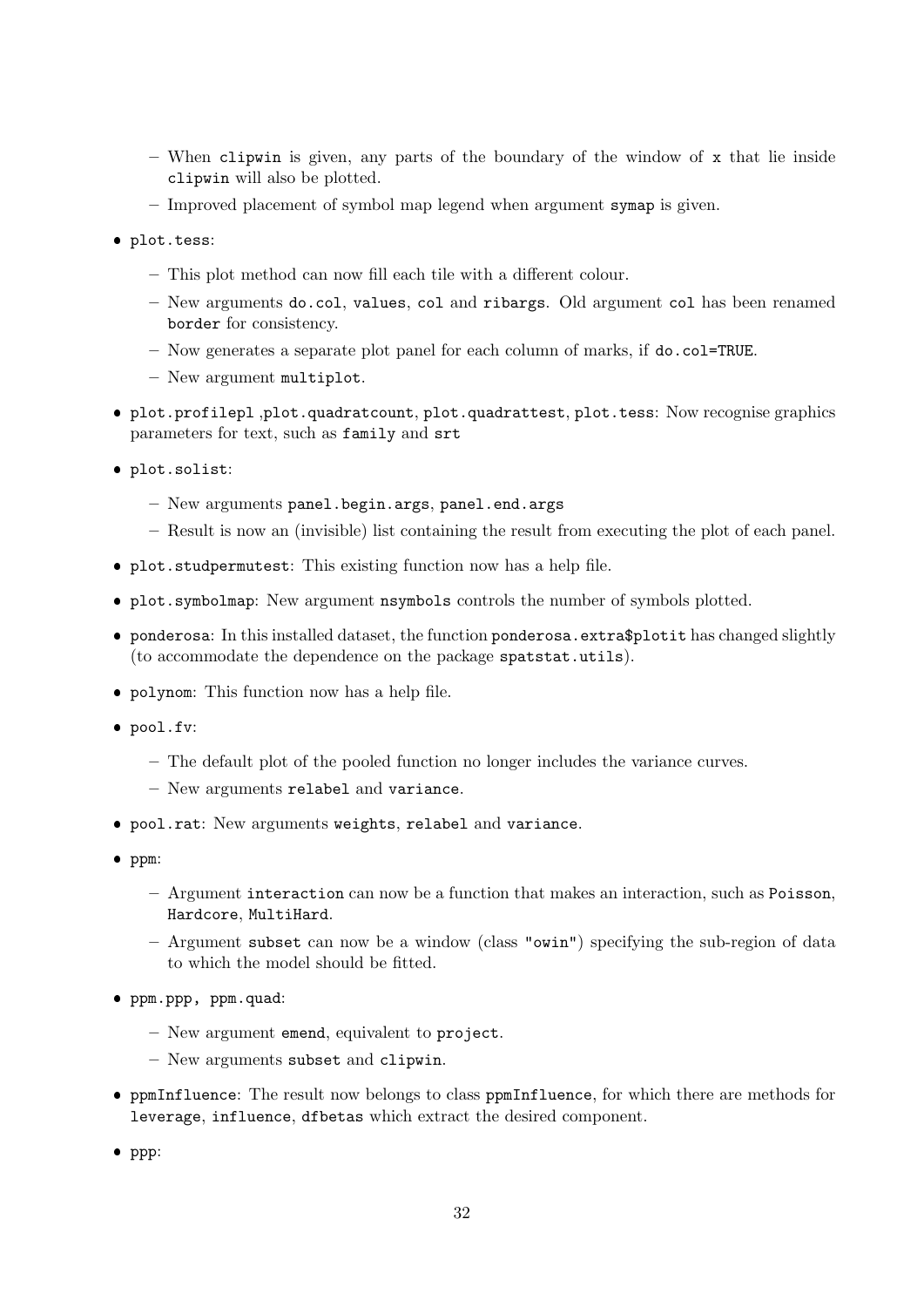- When `clipwin` is given, any parts of the boundary of the window of `x` that lie inside `clipwin` will also be plotted.
  - Improved placement of symbol map legend when argument `symap` is given.

- `plot.tess`:
  - This plot method can now fill each tile with a different colour.
  - New arguments `do.col`, `values`, `col` and `ribargs`. Old argument `col` has been renamed `border` for consistency.
  - Now generates a separate plot panel for each column of marks, if `do.col=TRUE`.
  - New argument `multiplot`.

- `plot.profilepl` ,`plot.quadratcount`, `plot.quadrattest`, `plot.tess`: Now recognise graphics parameters for text, such as `family` and `srt`

- `plot.solist`:
  - New arguments `panel.begin.args`, `panel.end.args`
  - Result is now an (invisible) list containing the result from executing the plot of each panel.

- `plot.studpermutest`: This existing function now has a help file.

- `plot.symbolmap`: New argument `nsymbols` controls the number of symbols plotted.

- `ponderosa`: In this installed dataset, the function `ponderosa.extra$plotit` has changed slightly (to accommodate the dependence on the package `spatstat.utils`).

- `polynom`: This function now has a help file.

- `pool.fv`:
  - The default plot of the pooled function no longer includes the variance curves.
  - New arguments `relabel` and `variance`.

- `pool.rat`: New arguments `weights`, `relabel` and `variance`.

- `ppm`:
  - Argument `interaction` can now be a function that makes an interaction, such as `Poisson`, `Hardcore`, `MultiHard`.
  - Argument `subset` can now be a window (class `"owin"`) specifying the sub-region of data to which the model should be fitted.

- `ppm.ppp, ppm.quad`:
  - New argument `emend`, equivalent to `project`.
  - New arguments `subset` and `clipwin`.

- `ppmInfluence`: The result now belongs to class `ppmInfluence`, for which there are methods for `leverage`, `influence`, `dfbetas` which extract the desired component.

- `ppp`: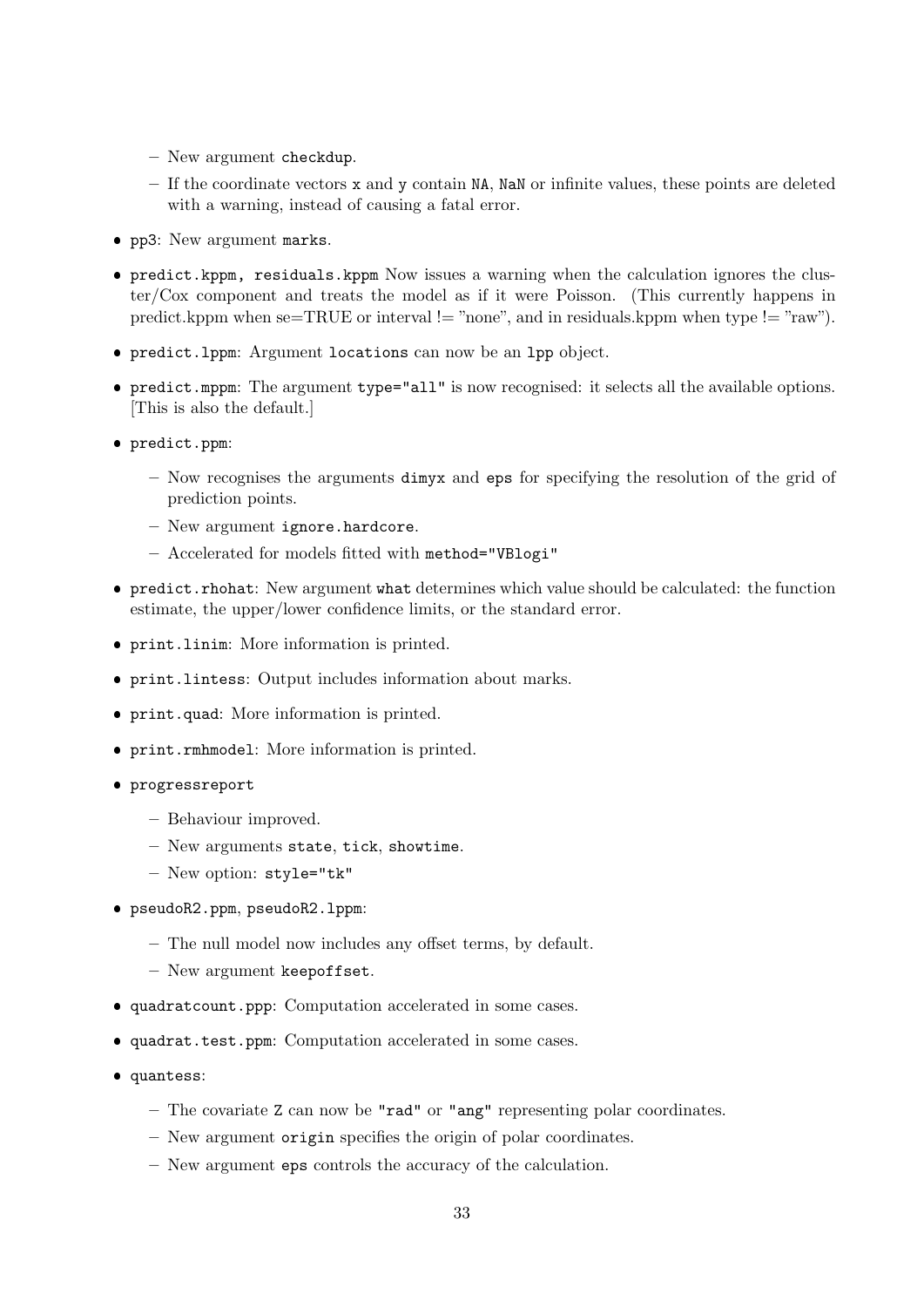- New argument `checkdup`.
  - If the coordinate vectors `x` and `y` contain `NA`, `NaN` or infinite values, these points are deleted with a warning, instead of causing a fatal error.

- `pp3`: New argument `marks`.
- `predict.kppm, residuals.kppm` Now issues a warning when the calculation ignores the cluster/Cox component and treats the model as if it were Poisson. (This currently happens in predict.kppm when se=TRUE or interval != "none", and in residuals.kppm when type != "raw").
- `predict.lppm`: Argument `locations` can now be an `lpp` object.
- `predict.mppm`: The argument `type="all"` is now recognised: it selects all the available options. [This is also the default.]
- `predict.ppm`:
  - Now recognises the arguments `dimyx` and `eps` for specifying the resolution of the grid of prediction points.
  - New argument `ignore.hardcore`.
  - Accelerated for models fitted with `method="VBlogi"`
- `predict.rhohat`: New argument `what` determines which value should be calculated: the function estimate, the upper/lower confidence limits, or the standard error.
- `print.linim`: More information is printed.
- `print.lintess`: Output includes information about marks.
- `print.quad`: More information is printed.
- `print.rmhmodel`: More information is printed.
- `progressreport`
  - Behaviour improved.
  - New arguments `state`, `tick`, `showtime`.
  - New option: `style="tk"`
- `pseudoR2.ppm`, `pseudoR2.lppm`:
  - The null model now includes any offset terms, by default.
  - New argument `keepoffset`.
- `quadratcount.ppp`: Computation accelerated in some cases.
- `quadrat.test.ppm`: Computation accelerated in some cases.
- `quantess`:
  - The covariate `Z` can now be `"rad"` or `"ang"` representing polar coordinates.
  - New argument `origin` specifies the origin of polar coordinates.
  - New argument `eps` controls the accuracy of the calculation.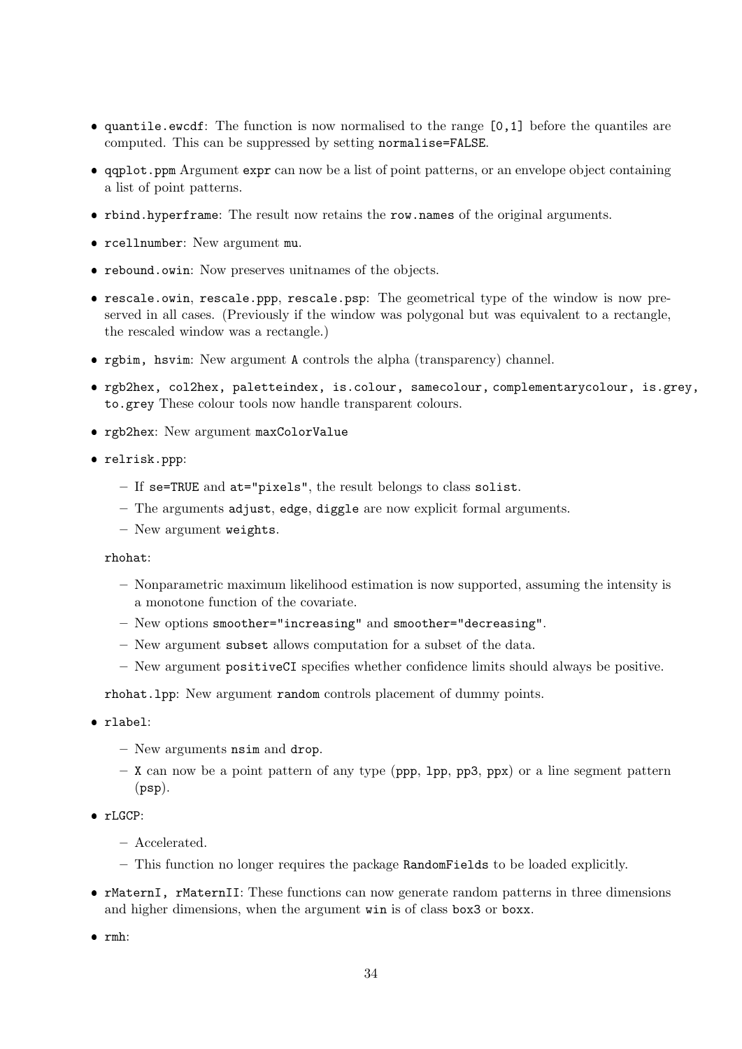- `quantile.ewcdf`: The function is now normalised to the range `[0,1]` before the quantiles are computed. This can be suppressed by setting `normalise=FALSE`.
- `qqplot.ppm` Argument `expr` can now be a list of point patterns, or an envelope object containing a list of point patterns.
- `rbind.hyperframe`: The result now retains the `row.names` of the original arguments.
- `rcellnumber`: New argument `mu`.
- `rebound.owin`: Now preserves unitnames of the objects.
- `rescale.owin`, `rescale.ppp`, `rescale.psp`: The geometrical type of the window is now preserved in all cases. (Previously if the window was polygonal but was equivalent to a rectangle, the rescaled window was a rectangle.)
- `rgbim, hsvim`: New argument `A` controls the alpha (transparency) channel.
- `rgb2hex, col2hex, paletteindex, is.colour, samecolour, complementarycolour, is.grey, to.grey` These colour tools now handle transparent colours.
- `rgb2hex`: New argument `maxColorValue`
- `relrisk.ppp`:
  - If `se=TRUE` and `at="pixels"`, the result belongs to class `solist`.
  - The arguments `adjust`, `edge`, `diggle` are now explicit formal arguments.
  - New argument `weights`.

  `rhohat`:
  - Nonparametric maximum likelihood estimation is now supported, assuming the intensity is a monotone function of the covariate.
  - New options `smoother="increasing"` and `smoother="decreasing"`.
  - New argument `subset` allows computation for a subset of the data.
  - New argument `positiveCI` specifies whether confidence limits should always be positive.

  `rhohat.lpp`: New argument `random` controls placement of dummy points.
- `rlabel`:
  - New arguments `nsim` and `drop`.
  - `X` can now be a point pattern of any type (`ppp`, `lpp`, `pp3`, `ppx`) or a line segment pattern (`psp`).
- `rLGCP`:
  - Accelerated.
  - This function no longer requires the package `RandomFields` to be loaded explicitly.
- `rMaternI, rMaternII`: These functions can now generate random patterns in three dimensions and higher dimensions, when the argument `win` is of class `box3` or `boxx`.
- `rmh`: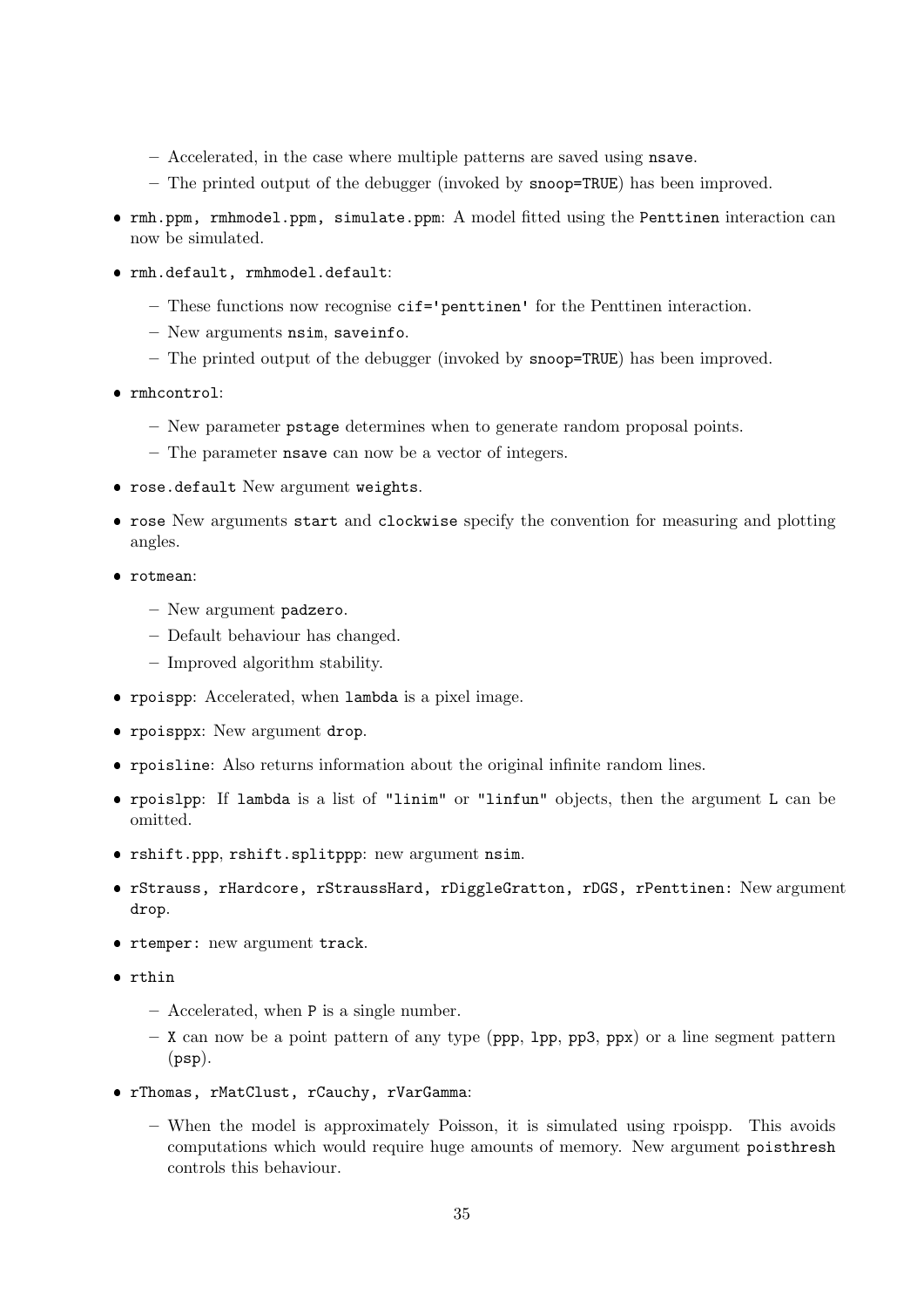- Accelerated, in the case where multiple patterns are saved using `nsave`.
  - The printed output of the debugger (invoked by `snoop=TRUE`) has been improved.

- `rmh.ppm, rmhmodel.ppm, simulate.ppm`: A model fitted using the `Penttinen` interaction can now be simulated.
- `rmh.default, rmhmodel.default`:
  - These functions now recognise `cif='penttinen'` for the Penttinen interaction.
  - New arguments `nsim`, `saveinfo`.
  - The printed output of the debugger (invoked by `snoop=TRUE`) has been improved.
- `rmhcontrol`:
  - New parameter `pstage` determines when to generate random proposal points.
  - The parameter `nsave` can now be a vector of integers.
- `rose.default` New argument `weights`.
- `rose` New arguments `start` and `clockwise` specify the convention for measuring and plotting angles.
- `rotmean`:
  - New argument `padzero`.
  - Default behaviour has changed.
  - Improved algorithm stability.
- `rpoispp`: Accelerated, when `lambda` is a pixel image.
- `rpoisppx`: New argument `drop`.
- `rpoisline`: Also returns information about the original infinite random lines.
- `rpoislpp`: If `lambda` is a list of `"linim"` or `"linfun"` objects, then the argument `L` can be omitted.
- `rshift.ppp`, `rshift.splitppp`: new argument `nsim`.
- `rStrauss, rHardcore, rStraussHard, rDiggleGratton, rDGS, rPenttinen`: New argument `drop`.
- `rtemper`: new argument `track`.
- `rthin`
  - Accelerated, when `P` is a single number.
  - `X` can now be a point pattern of any type (`ppp`, `lpp`, `pp3`, `ppx`) or a line segment pattern (`psp`).
- `rThomas, rMatClust, rCauchy, rVarGamma`:
  - When the model is approximately Poisson, it is simulated using rpoispp. This avoids computations which would require huge amounts of memory. New argument `poisthresh` controls this behaviour.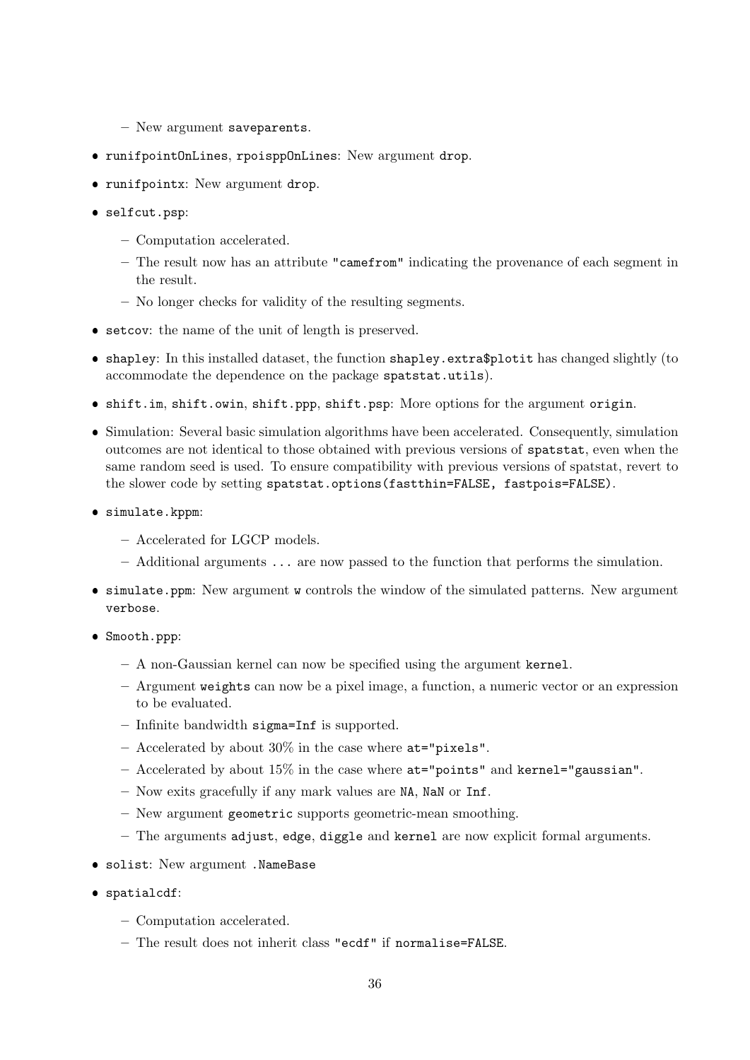- New argument `saveparents`.

- `runifpointOnLines`, `rpoisppOnLines`: New argument `drop`.
- `runifpointx`: New argument `drop`.
- `selfcut.psp`:
  - Computation accelerated.
  - The result now has an attribute `"camefrom"` indicating the provenance of each segment in the result.
  - No longer checks for validity of the resulting segments.
- `setcov`: the name of the unit of length is preserved.
- `shapley`: In this installed dataset, the function `shapley.extra$plotit` has changed slightly (to accommodate the dependence on the package `spatstat.utils`).
- `shift.im`, `shift.owin`, `shift.ppp`, `shift.psp`: More options for the argument `origin`.
- Simulation: Several basic simulation algorithms have been accelerated. Consequently, simulation outcomes are not identical to those obtained with previous versions of `spatstat`, even when the same random seed is used. To ensure compatibility with previous versions of spatstat, revert to the slower code by setting `spatstat.options(fastthin=FALSE, fastpois=FALSE)`.
- `simulate.kppm`:
  - Accelerated for LGCP models.
  - Additional arguments `...` are now passed to the function that performs the simulation.
- `simulate.ppm`: New argument `w` controls the window of the simulated patterns. New argument `verbose`.
- `Smooth.ppp`:
  - A non-Gaussian kernel can now be specified using the argument `kernel`.
  - Argument `weights` can now be a pixel image, a function, a numeric vector or an expression to be evaluated.
  - Infinite bandwidth `sigma=Inf` is supported.
  - Accelerated by about 30% in the case where `at="pixels"`.
  - Accelerated by about 15% in the case where `at="points"` and `kernel="gaussian"`.
  - Now exits gracefully if any mark values are `NA`, `NaN` or `Inf`.
  - New argument `geometric` supports geometric-mean smoothing.
  - The arguments `adjust`, `edge`, `diggle` and `kernel` are now explicit formal arguments.
- `solist`: New argument `.NameBase`
- `spatialcdf`:
  - Computation accelerated.
  - The result does not inherit class `"ecdf"` if `normalise=FALSE`.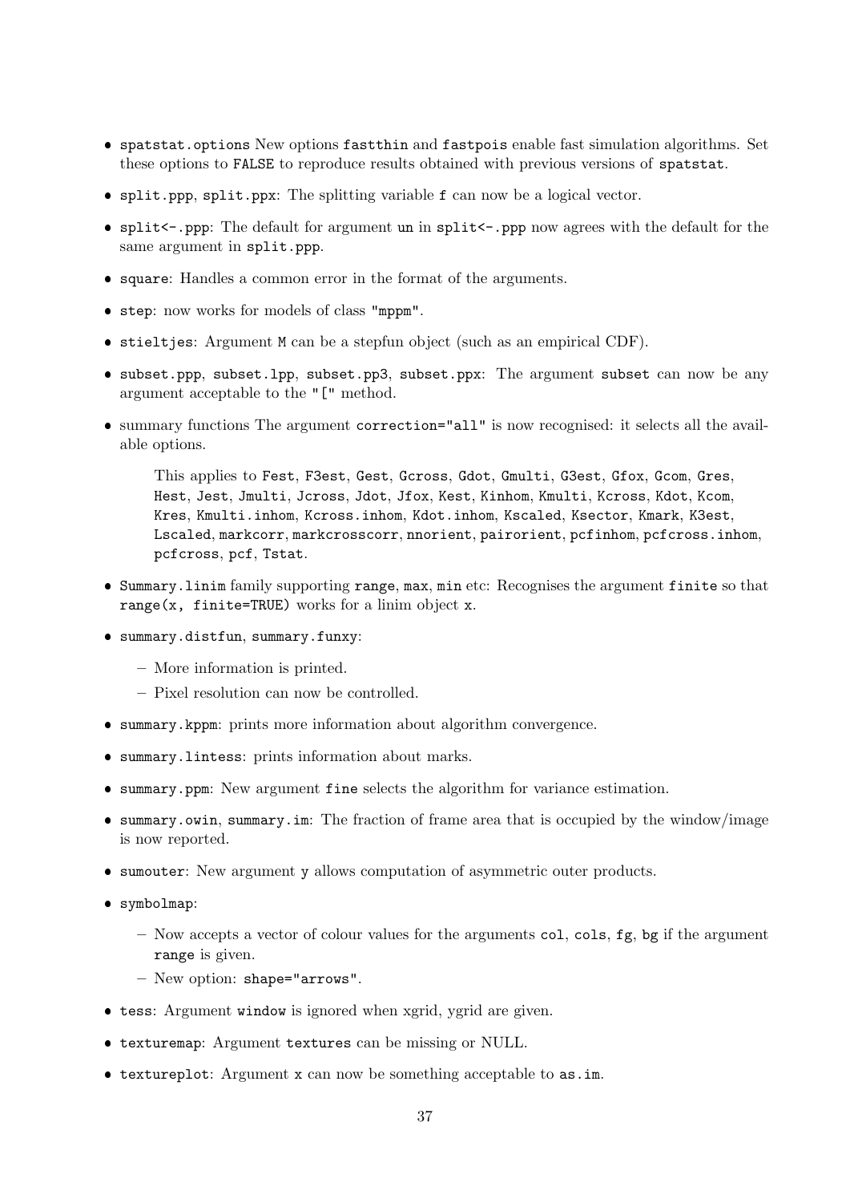- `spatstat.options` New options `fastthin` and `fastpois` enable fast simulation algorithms. Set these options to `FALSE` to reproduce results obtained with previous versions of `spatstat`.
- `split.ppp`, `split.ppx`: The splitting variable `f` can now be a logical vector.
- `split<-.ppp`: The default for argument `un` in `split<-.ppp` now agrees with the default for the same argument in `split.ppp`.
- `square`: Handles a common error in the format of the arguments.
- `step`: now works for models of class `"mppm"`.
- `stieltjes`: Argument `M` can be a stepfun object (such as an empirical CDF).
- `subset.ppp`, `subset.lpp`, `subset.pp3`, `subset.ppx`: The argument `subset` can now be any argument acceptable to the `"["` method.
- summary functions The argument `correction="all"` is now recognised: it selects all the available options.

  This applies to `Fest`, `F3est`, `Gest`, `Gcross`, `Gdot`, `Gmulti`, `G3est`, `Gfox`, `Gcom`, `Gres`, `Hest`, `Jest`, `Jmulti`, `Jcross`, `Jdot`, `Jfox`, `Kest`, `Kinhom`, `Kmulti`, `Kcross`, `Kdot`, `Kcom`, `Kres`, `Kmulti.inhom`, `Kcross.inhom`, `Kdot.inhom`, `Kscaled`, `Ksector`, `Kmark`, `K3est`, `Lscaled`, `markcorr`, `markcrosscorr`, `nnorient`, `pairorient`, `pcfinhom`, `pcfcross.inhom`, `pcfcross`, `pcf`, `Tstat`.

- `Summary.linim` family supporting `range`, `max`, `min` etc: Recognises the argument `finite` so that `range(x, finite=TRUE)` works for a linim object `x`.
- `summary.distfun`, `summary.funxy`:
  - More information is printed.
  - Pixel resolution can now be controlled.
- `summary.kppm`: prints more information about algorithm convergence.
- `summary.lintess`: prints information about marks.
- `summary.ppm`: New argument `fine` selects the algorithm for variance estimation.
- `summary.owin`, `summary.im`: The fraction of frame area that is occupied by the window/image is now reported.
- `sumouter`: New argument `y` allows computation of asymmetric outer products.
- `symbolmap`:
  - Now accepts a vector of colour values for the arguments `col`, `cols`, `fg`, `bg` if the argument `range` is given.
  - New option: `shape="arrows"`.
- `tess`: Argument `window` is ignored when xgrid, ygrid are given.
- `texturemap`: Argument `textures` can be missing or NULL.
- `textureplot`: Argument `x` can now be something acceptable to `as.im`.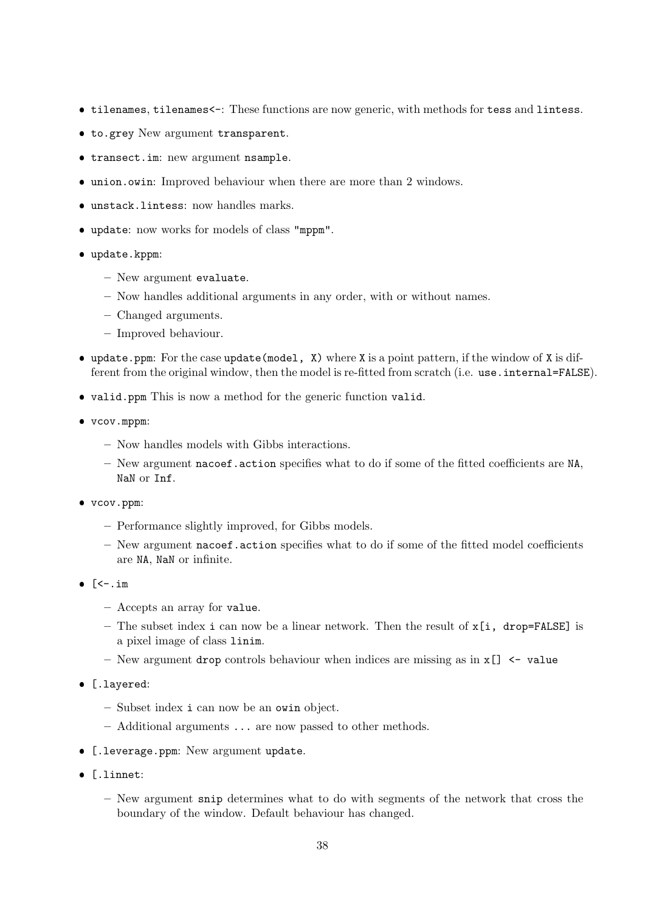- `tilenames`, `tilenames<-`: These functions are now generic, with methods for `tess` and `lintess`.
- `to.grey` New argument `transparent`.
- `transect.im`: new argument `nsample`.
- `union.owin`: Improved behaviour when there are more than 2 windows.
- `unstack.lintess`: now handles marks.
- `update`: now works for models of class `"mppm"`.
- `update.kppm`:
  - New argument `evaluate`.
  - Now handles additional arguments in any order, with or without names.
  - Changed arguments.
  - Improved behaviour.
- `update.ppm`: For the case `update(model, X)` where `X` is a point pattern, if the window of `X` is different from the original window, then the model is re-fitted from scratch (i.e. `use.internal=FALSE`).
- `valid.ppm` This is now a method for the generic function `valid`.
- `vcov.mppm`:
  - Now handles models with Gibbs interactions.
  - New argument `nacoef.action` specifies what to do if some of the fitted coefficients are `NA`, `NaN` or `Inf`.
- `vcov.ppm`:
  - Performance slightly improved, for Gibbs models.
  - New argument `nacoef.action` specifies what to do if some of the fitted model coefficients are `NA`, `NaN` or infinite.
- `[<-.im`
  - Accepts an array for `value`.
  - The subset index `i` can now be a linear network. Then the result of `x[i, drop=FALSE]` is a pixel image of class `linim`.
  - New argument `drop` controls behaviour when indices are missing as in `x[] <- value`
- `[.layered`:
  - Subset index `i` can now be an `owin` object.
  - Additional arguments `...` are now passed to other methods.
- `[.leverage.ppm`: New argument `update`.
- `[.linnet`:
  - New argument `snip` determines what to do with segments of the network that cross the boundary of the window. Default behaviour has changed.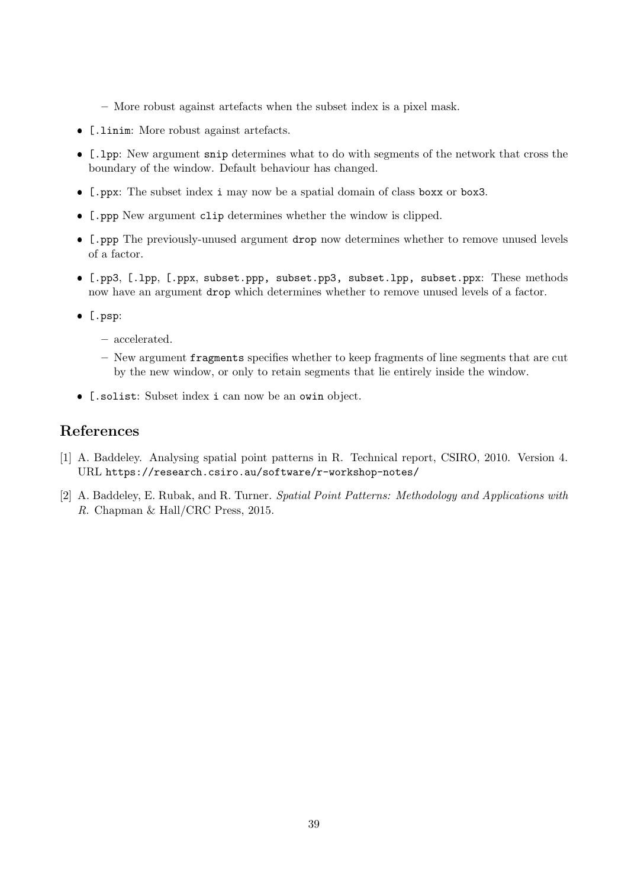- More robust against artefacts when the subset index is a pixel mask.
- `[.linim`: More robust against artefacts.
- `[.lpp`: New argument `snip` determines what to do with segments of the network that cross the boundary of the window. Default behaviour has changed.
- `[.ppx`: The subset index `i` may now be a spatial domain of class `boxx` or `box3`.
- `[.ppp` New argument `clip` determines whether the window is clipped.
- `[.ppp` The previously-unused argument `drop` now determines whether to remove unused levels of a factor.
- `[.pp3`, `[.lpp`, `[.ppx`, `subset.ppp, subset.pp3, subset.lpp, subset.ppx`: These methods now have an argument `drop` which determines whether to remove unused levels of a factor.
- `[.psp`:
  - accelerated.
  - New argument `fragments` specifies whether to keep fragments of line segments that are cut by the new window, or only to retain segments that lie entirely inside the window.
- `[.solist`: Subset index `i` can now be an `owin` object.

## References

[1] A. Baddeley. Analysing spatial point patterns in R. Technical report, CSIRO, 2010. Version 4. URL `https://research.csiro.au/software/r-workshop-notes/`

[2] A. Baddeley, E. Rubak, and R. Turner. *Spatial Point Patterns: Methodology and Applications with R*. Chapman & Hall/CRC Press, 2015.